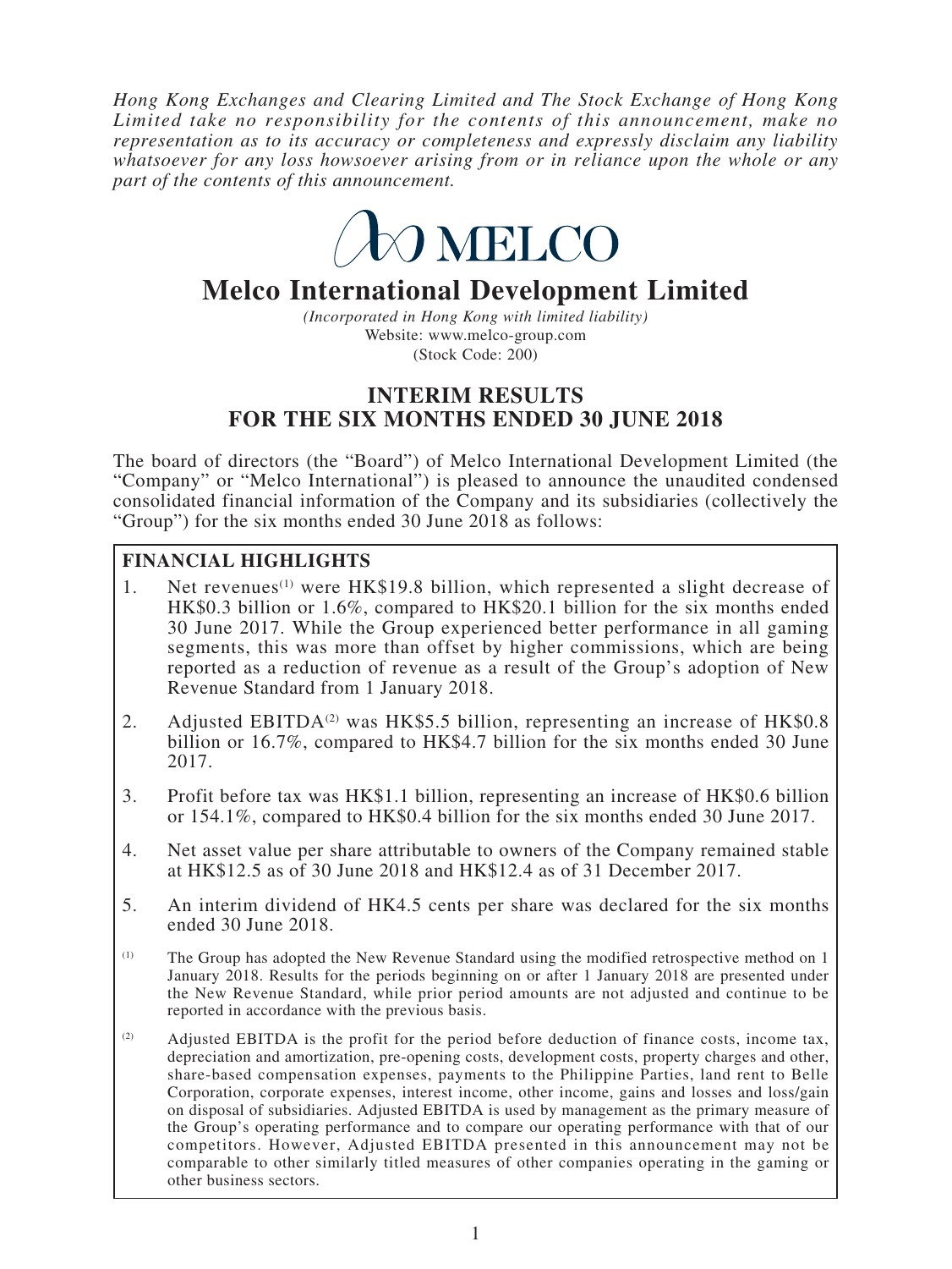*Hong Kong Exchanges and Clearing Limited and The Stock Exchange of Hong Kong Limited take no responsibility for the contents of this announcement, make no representation as to its accuracy or completeness and expressly disclaim any liability whatsoever for any loss howsoever arising from or in reliance upon the whole or any part of the contents of this announcement.*

MELCO

# Melco International Development Limited

*(Incorporated in Hong Kong with limited liability)*
Website: www.melco-group.com
(Stock Code: 200)

## INTERIM RESULTS FOR THE SIX MONTHS ENDED 30 JUNE 2018

The board of directors (the "Board") of Melco International Development Limited (the "Company" or "Melco International") is pleased to announce the unaudited condensed consolidated financial information of the Company and its subsidiaries (collectively the "Group") for the six months ended 30 June 2018 as follows:

### FINANCIAL HIGHLIGHTS

1. Net revenues[(1)] were HK$19.8 billion, which represented a slight decrease of HK$0.3 billion or 1.6%, compared to HK$20.1 billion for the six months ended 30 June 2017. While the Group experienced better performance in all gaming segments, this was more than offset by higher commissions, which are being reported as a reduction of revenue as a result of the Group's adoption of New Revenue Standard from 1 January 2018.
2. Adjusted EBITDA[(2)] was HK$5.5 billion, representing an increase of HK$0.8 billion or 16.7%, compared to HK$4.7 billion for the six months ended 30 June 2017.
3. Profit before tax was HK$1.1 billion, representing an increase of HK$0.6 billion or 154.1%, compared to HK$0.4 billion for the six months ended 30 June 2017.
4. Net asset value per share attributable to owners of the Company remained stable at HK$12.5 as of 30 June 2018 and HK$12.4 as of 31 December 2017.
5. An interim dividend of HK4.5 cents per share was declared for the six months ended 30 June 2018.

(1) The Group has adopted the New Revenue Standard using the modified retrospective method on 1 January 2018. Results for the periods beginning on or after 1 January 2018 are presented under the New Revenue Standard, while prior period amounts are not adjusted and continue to be reported in accordance with the previous basis.

(2) Adjusted EBITDA is the profit for the period before deduction of finance costs, income tax, depreciation and amortization, pre-opening costs, development costs, property charges and other, share-based compensation expenses, payments to the Philippine Parties, land rent to Belle Corporation, corporate expenses, interest income, other income, gains and losses and loss/gain on disposal of subsidiaries. Adjusted EBITDA is used by management as the primary measure of the Group's operating performance and to compare our operating performance with that of our competitors. However, Adjusted EBITDA presented in this announcement may not be comparable to other similarly titled measures of other companies operating in the gaming or other business sectors.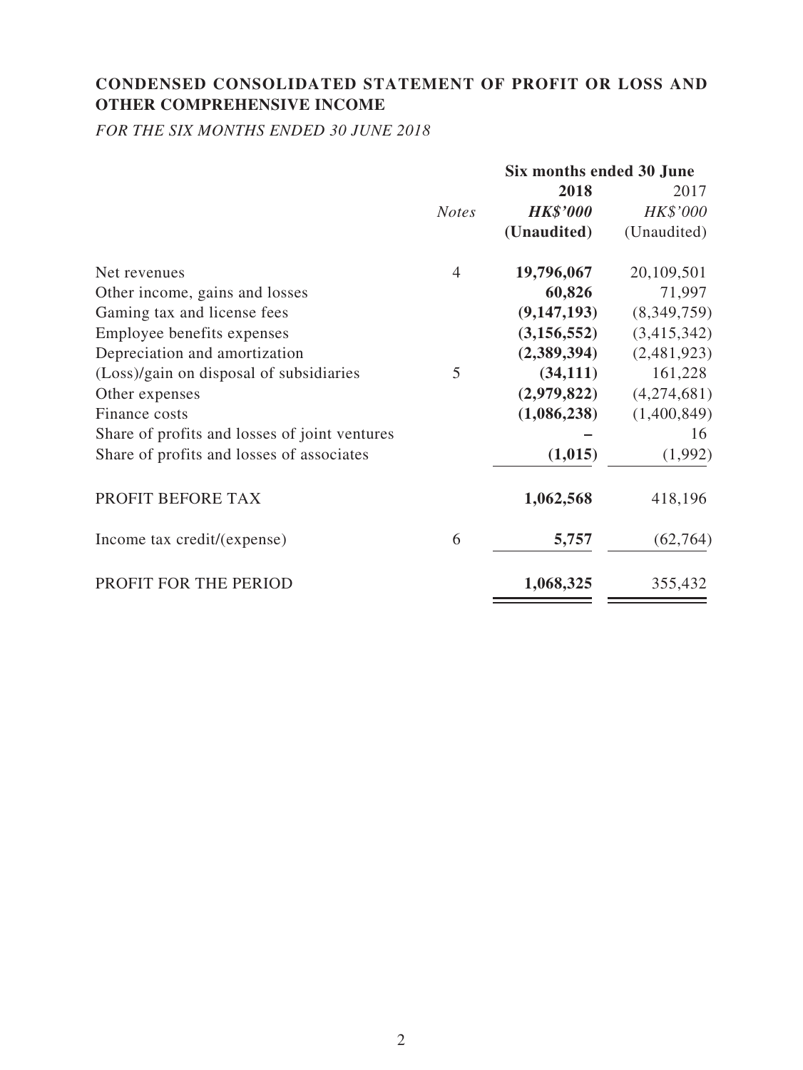## CONDENSED CONSOLIDATED STATEMENT OF PROFIT OR LOSS AND OTHER COMPREHENSIVE INCOME

*FOR THE SIX MONTHS ENDED 30 JUNE 2018*

| | | Six months ended 30 June | |
|---|---|---|---|
| | | **2018** | 2017 |
| | *Notes* | ***HK$'000*** | *HK$'000* |
| | | **(Unaudited)** | (Unaudited) |
| Net revenues | 4 | **19,796,067** | 20,109,501 |
| Other income, gains and losses | | **60,826** | 71,997 |
| Gaming tax and license fees | | **(9,147,193)** | (8,349,759) |
| Employee benefits expenses | | **(3,156,552)** | (3,415,342) |
| Depreciation and amortization | | **(2,389,394)** | (2,481,923) |
| (Loss)/gain on disposal of subsidiaries | 5 | **(34,111)** | 161,228 |
| Other expenses | | **(2,979,822)** | (4,274,681) |
| Finance costs | | **(1,086,238)** | (1,400,849) |
| Share of profits and losses of joint ventures | | **–** | 16 |
| Share of profits and losses of associates | | **(1,015)** | (1,992) |
| PROFIT BEFORE TAX | | **1,062,568** | 418,196 |
| Income tax credit/(expense) | 6 | **5,757** | (62,764) |
| PROFIT FOR THE PERIOD | | **1,068,325** | 355,432 |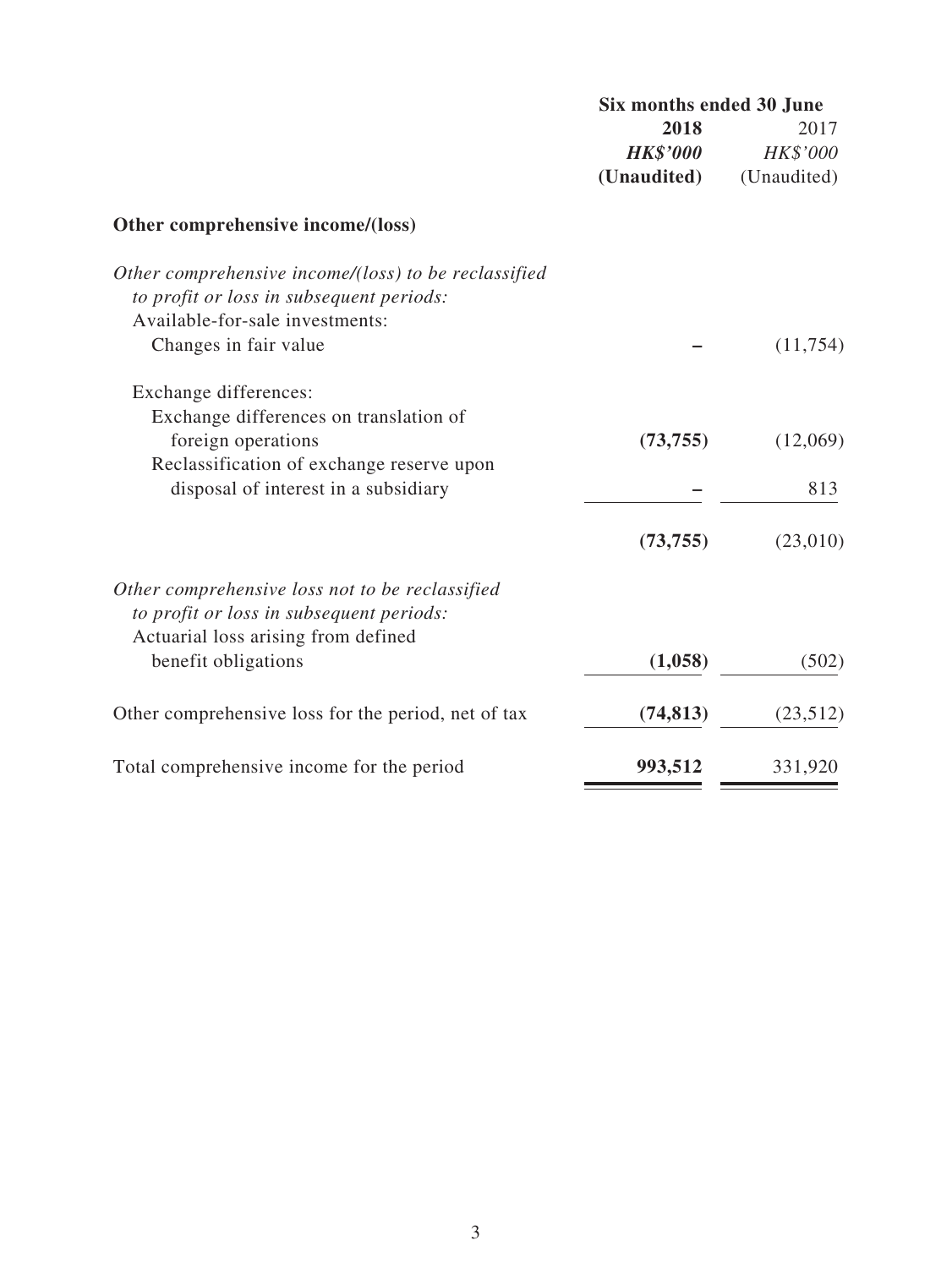| | Six months ended 30 June | |
|---|---|---|
| | **2018** | 2017 |
| | ***HK$'000*** | *HK$'000* |
| | **(Unaudited)** | (Unaudited) |
| **Other comprehensive income/(loss)** | | |
| *Other comprehensive income/(loss) to be reclassified to profit or loss in subsequent periods:* | | |
| Available-for-sale investments: | | |
| Changes in fair value | **–** | (11,754) |
| Exchange differences: | | |
| Exchange differences on translation of foreign operations | **(73,755)** | (12,069) |
| Reclassification of exchange reserve upon disposal of interest in a subsidiary | **–** | 813 |
| | **(73,755)** | (23,010) |
| *Other comprehensive loss not to be reclassified to profit or loss in subsequent periods:* | | |
| Actuarial loss arising from defined benefit obligations | **(1,058)** | (502) |
| Other comprehensive loss for the period, net of tax | **(74,813)** | (23,512) |
| Total comprehensive income for the period | **993,512** | 331,920 |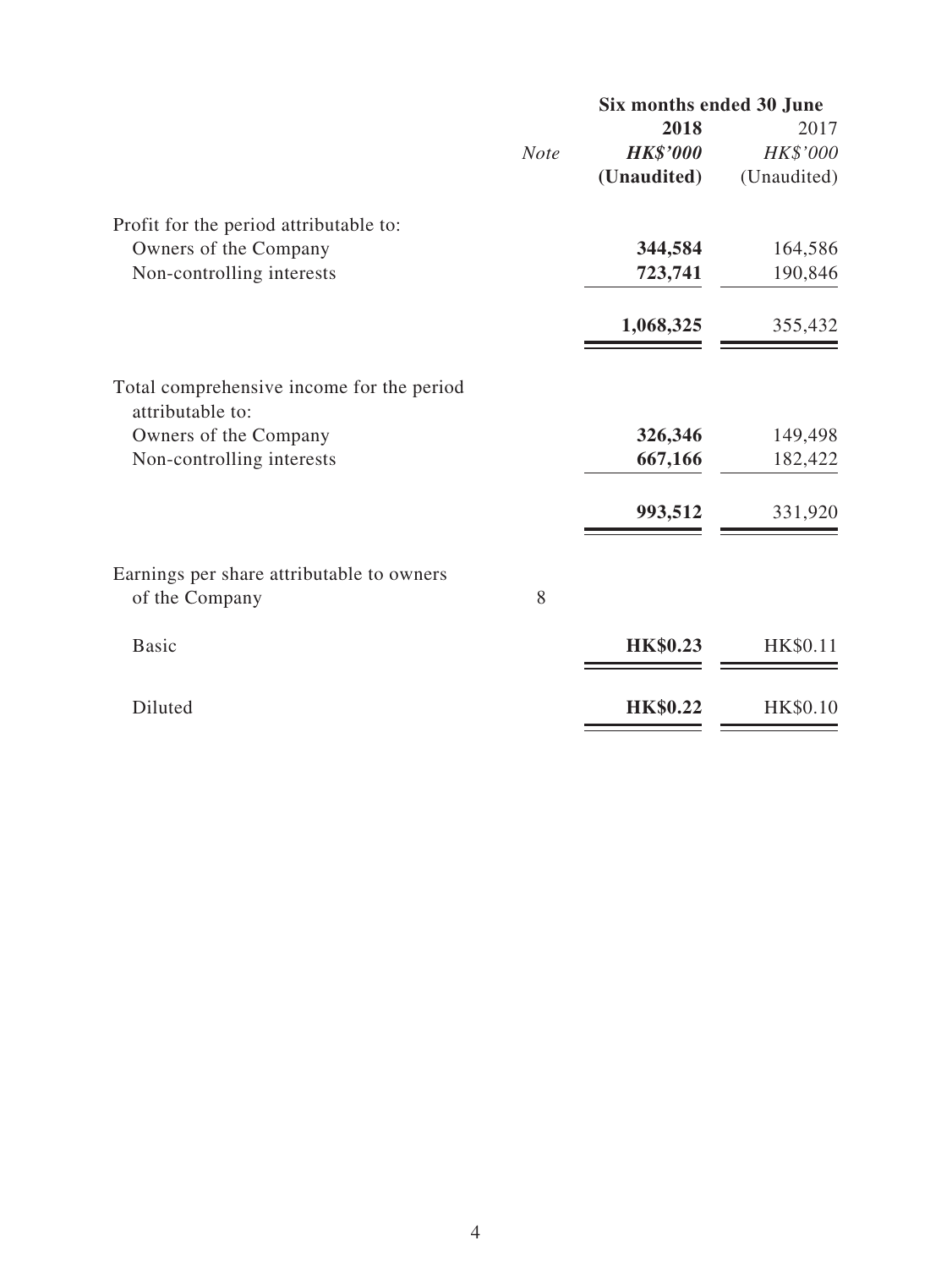| | | Six months ended 30 June | |
|---|---|---|---|
| | | **2018** | 2017 |
| | *Note* | ***HK$'000*** | *HK$'000* |
| | | **(Unaudited)** | (Unaudited) |
| Profit for the period attributable to: | | | |
| Owners of the Company | | **344,584** | 164,586 |
| Non-controlling interests | | **723,741** | 190,846 |
| | | **1,068,325** | 355,432 |
| Total comprehensive income for the period attributable to: | | | |
| Owners of the Company | | **326,346** | 149,498 |
| Non-controlling interests | | **667,166** | 182,422 |
| | | **993,512** | 331,920 |
| Earnings per share attributable to owners of the Company | 8 | | |
| Basic | | **HK$0.23** | HK$0.11 |
| Diluted | | **HK$0.22** | HK$0.10 |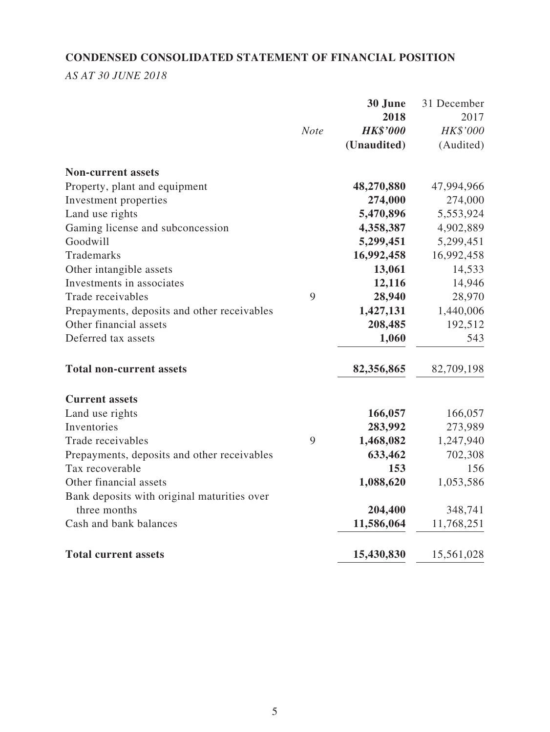## CONDENSED CONSOLIDATED STATEMENT OF FINANCIAL POSITION

*AS AT 30 JUNE 2018*

| | *Note* | **30 June 2018** **HK$'000** **(Unaudited)** | 31 December 2017 *HK$'000* (Audited) |
|---|---|---|---|
| **Non-current assets** | | | |
| Property, plant and equipment | | **48,270,880** | 47,994,966 |
| Investment properties | | **274,000** | 274,000 |
| Land use rights | | **5,470,896** | 5,553,924 |
| Gaming license and subconcession | | **4,358,387** | 4,902,889 |
| Goodwill | | **5,299,451** | 5,299,451 |
| Trademarks | | **16,992,458** | 16,992,458 |
| Other intangible assets | | **13,061** | 14,533 |
| Investments in associates | | **12,116** | 14,946 |
| Trade receivables | 9 | **28,940** | 28,970 |
| Prepayments, deposits and other receivables | | **1,427,131** | 1,440,006 |
| Other financial assets | | **208,485** | 192,512 |
| Deferred tax assets | | **1,060** | 543 |
| **Total non-current assets** | | **82,356,865** | 82,709,198 |
| **Current assets** | | | |
| Land use rights | | **166,057** | 166,057 |
| Inventories | | **283,992** | 273,989 |
| Trade receivables | 9 | **1,468,082** | 1,247,940 |
| Prepayments, deposits and other receivables | | **633,462** | 702,308 |
| Tax recoverable | | **153** | 156 |
| Other financial assets | | **1,088,620** | 1,053,586 |
| Bank deposits with original maturities over three months | | **204,400** | 348,741 |
| Cash and bank balances | | **11,586,064** | 11,768,251 |
| **Total current assets** | | **15,430,830** | 15,561,028 |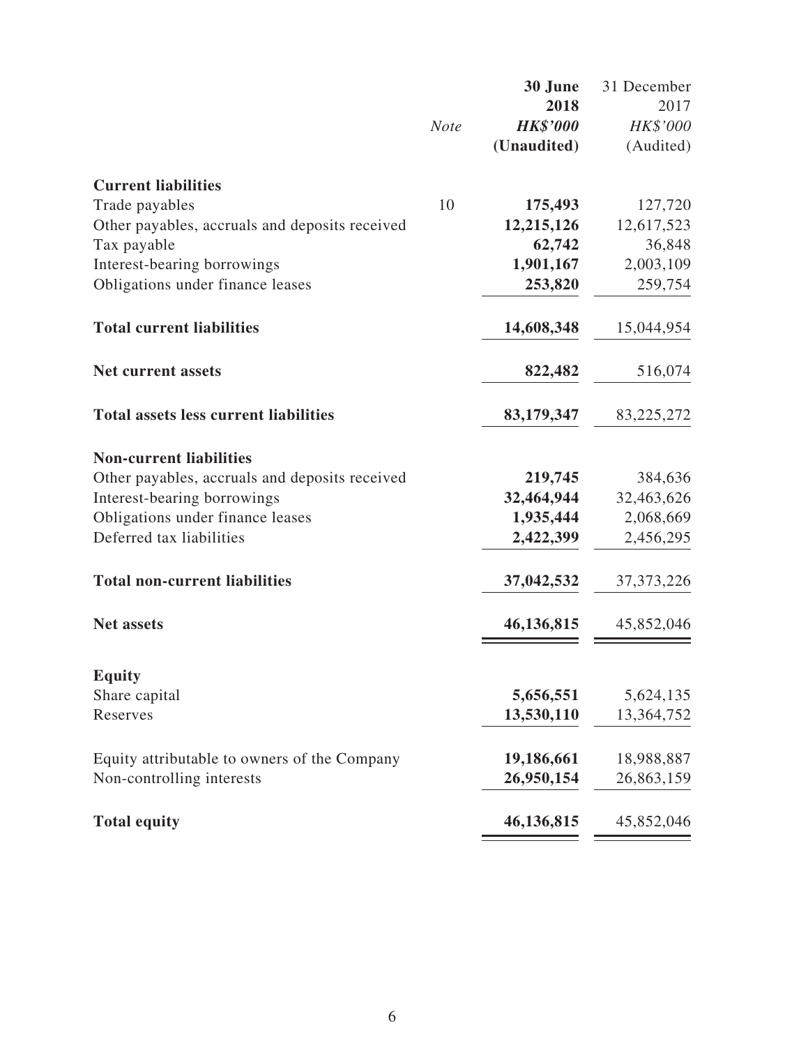| | Note | 30 June 2018 HK$'000 (Unaudited) | 31 December 2017 HK$'000 (Audited) |
|---|---|---|---|
| **Current liabilities** | | | |
| Trade payables | 10 | **175,493** | 127,720 |
| Other payables, accruals and deposits received | | **12,215,126** | 12,617,523 |
| Tax payable | | **62,742** | 36,848 |
| Interest-bearing borrowings | | **1,901,167** | 2,003,109 |
| Obligations under finance leases | | **253,820** | 259,754 |
| **Total current liabilities** | | **14,608,348** | 15,044,954 |
| **Net current assets** | | **822,482** | 516,074 |
| **Total assets less current liabilities** | | **83,179,347** | 83,225,272 |
| **Non-current liabilities** | | | |
| Other payables, accruals and deposits received | | **219,745** | 384,636 |
| Interest-bearing borrowings | | **32,464,944** | 32,463,626 |
| Obligations under finance leases | | **1,935,444** | 2,068,669 |
| Deferred tax liabilities | | **2,422,399** | 2,456,295 |
| **Total non-current liabilities** | | **37,042,532** | 37,373,226 |
| **Net assets** | | **46,136,815** | 45,852,046 |
| **Equity** | | | |
| Share capital | | **5,656,551** | 5,624,135 |
| Reserves | | **13,530,110** | 13,364,752 |
| Equity attributable to owners of the Company | | **19,186,661** | 18,988,887 |
| Non-controlling interests | | **26,950,154** | 26,863,159 |
| **Total equity** | | **46,136,815** | 45,852,046 |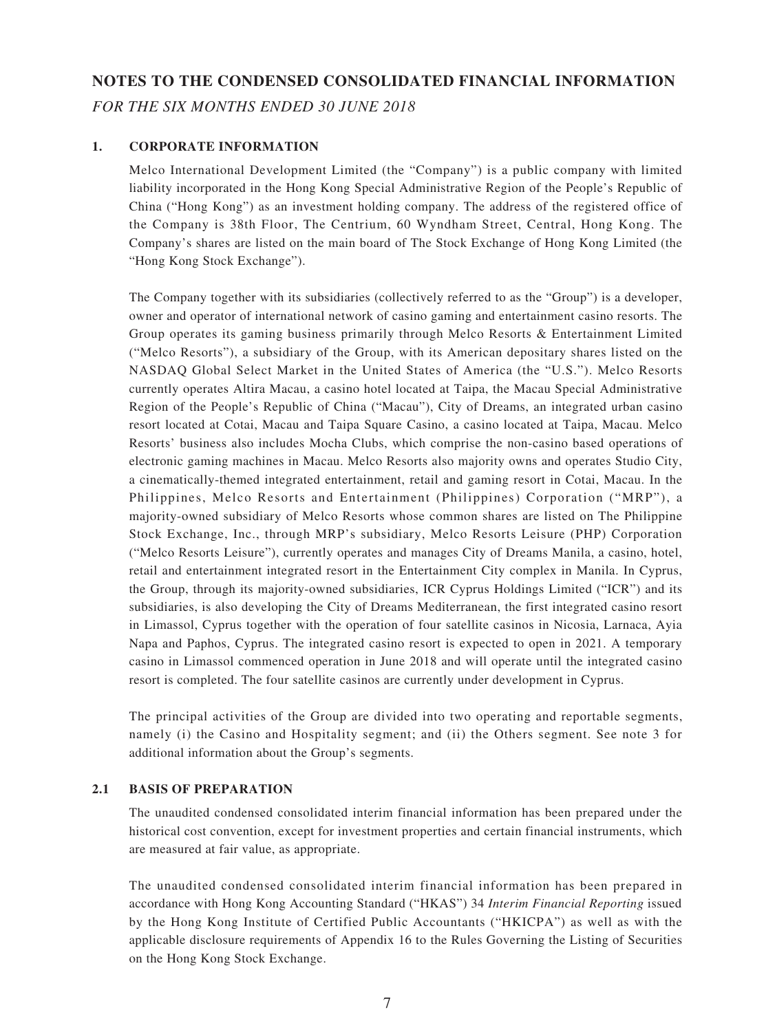# NOTES TO THE CONDENSED CONSOLIDATED FINANCIAL INFORMATION

*FOR THE SIX MONTHS ENDED 30 JUNE 2018*

## 1. CORPORATE INFORMATION

Melco International Development Limited (the "Company") is a public company with limited liability incorporated in the Hong Kong Special Administrative Region of the People's Republic of China ("Hong Kong") as an investment holding company. The address of the registered office of the Company is 38th Floor, The Centrium, 60 Wyndham Street, Central, Hong Kong. The Company's shares are listed on the main board of The Stock Exchange of Hong Kong Limited (the "Hong Kong Stock Exchange").

The Company together with its subsidiaries (collectively referred to as the "Group") is a developer, owner and operator of international network of casino gaming and entertainment casino resorts. The Group operates its gaming business primarily through Melco Resorts & Entertainment Limited ("Melco Resorts"), a subsidiary of the Group, with its American depositary shares listed on the NASDAQ Global Select Market in the United States of America (the "U.S."). Melco Resorts currently operates Altira Macau, a casino hotel located at Taipa, the Macau Special Administrative Region of the People's Republic of China ("Macau"), City of Dreams, an integrated urban casino resort located at Cotai, Macau and Taipa Square Casino, a casino located at Taipa, Macau. Melco Resorts' business also includes Mocha Clubs, which comprise the non-casino based operations of electronic gaming machines in Macau. Melco Resorts also majority owns and operates Studio City, a cinematically-themed integrated entertainment, retail and gaming resort in Cotai, Macau. In the Philippines, Melco Resorts and Entertainment (Philippines) Corporation ("MRP"), a majority-owned subsidiary of Melco Resorts whose common shares are listed on The Philippine Stock Exchange, Inc., through MRP's subsidiary, Melco Resorts Leisure (PHP) Corporation ("Melco Resorts Leisure"), currently operates and manages City of Dreams Manila, a casino, hotel, retail and entertainment integrated resort in the Entertainment City complex in Manila. In Cyprus, the Group, through its majority-owned subsidiaries, ICR Cyprus Holdings Limited ("ICR") and its subsidiaries, is also developing the City of Dreams Mediterranean, the first integrated casino resort in Limassol, Cyprus together with the operation of four satellite casinos in Nicosia, Larnaca, Ayia Napa and Paphos, Cyprus. The integrated casino resort is expected to open in 2021. A temporary casino in Limassol commenced operation in June 2018 and will operate until the integrated casino resort is completed. The four satellite casinos are currently under development in Cyprus.

The principal activities of the Group are divided into two operating and reportable segments, namely (i) the Casino and Hospitality segment; and (ii) the Others segment. See note 3 for additional information about the Group's segments.

## 2.1 BASIS OF PREPARATION

The unaudited condensed consolidated interim financial information has been prepared under the historical cost convention, except for investment properties and certain financial instruments, which are measured at fair value, as appropriate.

The unaudited condensed consolidated interim financial information has been prepared in accordance with Hong Kong Accounting Standard ("HKAS") 34 *Interim Financial Reporting* issued by the Hong Kong Institute of Certified Public Accountants ("HKICPA") as well as with the applicable disclosure requirements of Appendix 16 to the Rules Governing the Listing of Securities on the Hong Kong Stock Exchange.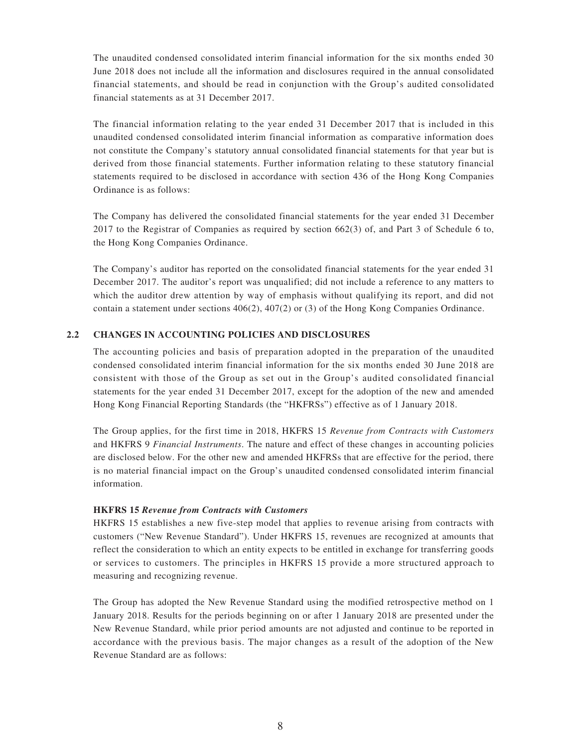The unaudited condensed consolidated interim financial information for the six months ended 30 June 2018 does not include all the information and disclosures required in the annual consolidated financial statements, and should be read in conjunction with the Group's audited consolidated financial statements as at 31 December 2017.

The financial information relating to the year ended 31 December 2017 that is included in this unaudited condensed consolidated interim financial information as comparative information does not constitute the Company's statutory annual consolidated financial statements for that year but is derived from those financial statements. Further information relating to these statutory financial statements required to be disclosed in accordance with section 436 of the Hong Kong Companies Ordinance is as follows:

The Company has delivered the consolidated financial statements for the year ended 31 December 2017 to the Registrar of Companies as required by section 662(3) of, and Part 3 of Schedule 6 to, the Hong Kong Companies Ordinance.

The Company's auditor has reported on the consolidated financial statements for the year ended 31 December 2017. The auditor's report was unqualified; did not include a reference to any matters to which the auditor drew attention by way of emphasis without qualifying its report, and did not contain a statement under sections 406(2), 407(2) or (3) of the Hong Kong Companies Ordinance.

## 2.2 CHANGES IN ACCOUNTING POLICIES AND DISCLOSURES

The accounting policies and basis of preparation adopted in the preparation of the unaudited condensed consolidated interim financial information for the six months ended 30 June 2018 are consistent with those of the Group as set out in the Group's audited consolidated financial statements for the year ended 31 December 2017, except for the adoption of the new and amended Hong Kong Financial Reporting Standards (the "HKFRSs") effective as of 1 January 2018.

The Group applies, for the first time in 2018, HKFRS 15 *Revenue from Contracts with Customers* and HKFRS 9 *Financial Instruments*. The nature and effect of these changes in accounting policies are disclosed below. For the other new and amended HKFRSs that are effective for the period, there is no material financial impact on the Group's unaudited condensed consolidated interim financial information.

**HKFRS 15 *Revenue from Contracts with Customers***

HKFRS 15 establishes a new five-step model that applies to revenue arising from contracts with customers ("New Revenue Standard"). Under HKFRS 15, revenues are recognized at amounts that reflect the consideration to which an entity expects to be entitled in exchange for transferring goods or services to customers. The principles in HKFRS 15 provide a more structured approach to measuring and recognizing revenue.

The Group has adopted the New Revenue Standard using the modified retrospective method on 1 January 2018. Results for the periods beginning on or after 1 January 2018 are presented under the New Revenue Standard, while prior period amounts are not adjusted and continue to be reported in accordance with the previous basis. The major changes as a result of the adoption of the New Revenue Standard are as follows: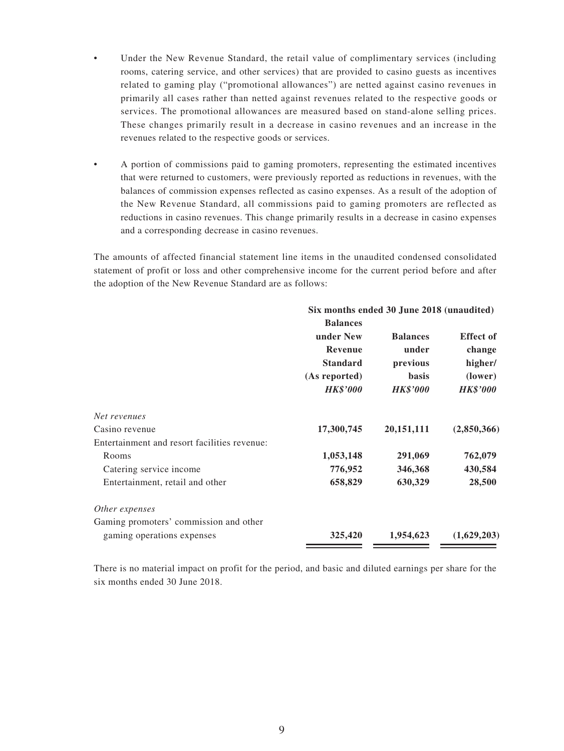- Under the New Revenue Standard, the retail value of complimentary services (including rooms, catering service, and other services) that are provided to casino guests as incentives related to gaming play ("promotional allowances") are netted against casino revenues in primarily all cases rather than netted against revenues related to the respective goods or services. The promotional allowances are measured based on stand-alone selling prices. These changes primarily result in a decrease in casino revenues and an increase in the revenues related to the respective goods or services.

- A portion of commissions paid to gaming promoters, representing the estimated incentives that were returned to customers, were previously reported as reductions in revenues, with the balances of commission expenses reflected as casino expenses. As a result of the adoption of the New Revenue Standard, all commissions paid to gaming promoters are reflected as reductions in casino revenues. This change primarily results in a decrease in casino expenses and a corresponding decrease in casino revenues.

The amounts of affected financial statement line items in the unaudited condensed consolidated statement of profit or loss and other comprehensive income for the current period before and after the adoption of the New Revenue Standard are as follows:

| | **Six months ended 30 June 2018 (unaudited)** | | |
|---|---|---|---|
| | **Balances under New Revenue Standard (As reported)** | **Balances under previous basis** | **Effect of change higher/ (lower)** |
| | ***HK$'000*** | ***HK$'000*** | ***HK$'000*** |
| *Net revenues* | | | |
| Casino revenue | **17,300,745** | **20,151,111** | **(2,850,366)** |
| Entertainment and resort facilities revenue: | | | |
| Rooms | **1,053,148** | **291,069** | **762,079** |
| Catering service income | **776,952** | **346,368** | **430,584** |
| Entertainment, retail and other | **658,829** | **630,329** | **28,500** |
| *Other expenses* | | | |
| Gaming promoters' commission and other gaming operations expenses | **325,420** | **1,954,623** | **(1,629,203)** |

There is no material impact on profit for the period, and basic and diluted earnings per share for the six months ended 30 June 2018.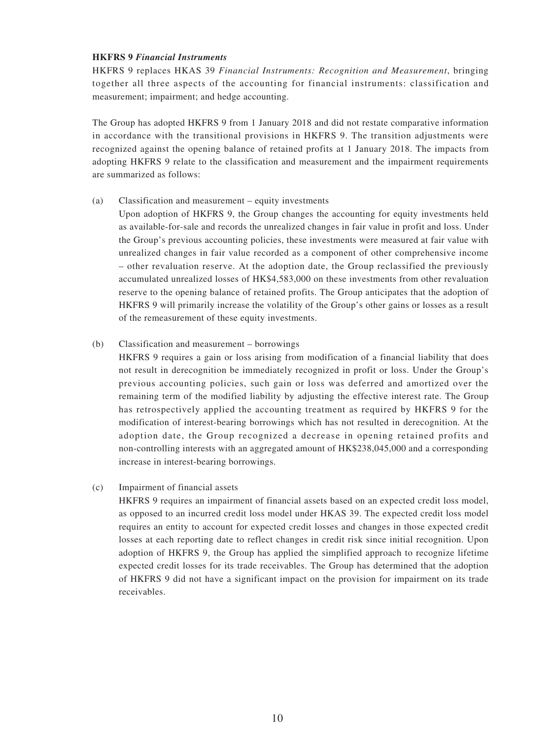**HKFRS 9** ***Financial Instruments***

HKFRS 9 replaces HKAS 39 *Financial Instruments: Recognition and Measurement*, bringing together all three aspects of the accounting for financial instruments: classification and measurement; impairment; and hedge accounting.

The Group has adopted HKFRS 9 from 1 January 2018 and did not restate comparative information in accordance with the transitional provisions in HKFRS 9. The transition adjustments were recognized against the opening balance of retained profits at 1 January 2018. The impacts from adopting HKFRS 9 relate to the classification and measurement and the impairment requirements are summarized as follows:

(a) Classification and measurement – equity investments

Upon adoption of HKFRS 9, the Group changes the accounting for equity investments held as available-for-sale and records the unrealized changes in fair value in profit and loss. Under the Group's previous accounting policies, these investments were measured at fair value with unrealized changes in fair value recorded as a component of other comprehensive income – other revaluation reserve. At the adoption date, the Group reclassified the previously accumulated unrealized losses of HK$4,583,000 on these investments from other revaluation reserve to the opening balance of retained profits. The Group anticipates that the adoption of HKFRS 9 will primarily increase the volatility of the Group's other gains or losses as a result of the remeasurement of these equity investments.

(b) Classification and measurement – borrowings

HKFRS 9 requires a gain or loss arising from modification of a financial liability that does not result in derecognition be immediately recognized in profit or loss. Under the Group's previous accounting policies, such gain or loss was deferred and amortized over the remaining term of the modified liability by adjusting the effective interest rate. The Group has retrospectively applied the accounting treatment as required by HKFRS 9 for the modification of interest-bearing borrowings which has not resulted in derecognition. At the adoption date, the Group recognized a decrease in opening retained profits and non-controlling interests with an aggregated amount of HK$238,045,000 and a corresponding increase in interest-bearing borrowings.

(c) Impairment of financial assets

HKFRS 9 requires an impairment of financial assets based on an expected credit loss model, as opposed to an incurred credit loss model under HKAS 39. The expected credit loss model requires an entity to account for expected credit losses and changes in those expected credit losses at each reporting date to reflect changes in credit risk since initial recognition. Upon adoption of HKFRS 9, the Group has applied the simplified approach to recognize lifetime expected credit losses for its trade receivables. The Group has determined that the adoption of HKFRS 9 did not have a significant impact on the provision for impairment on its trade receivables.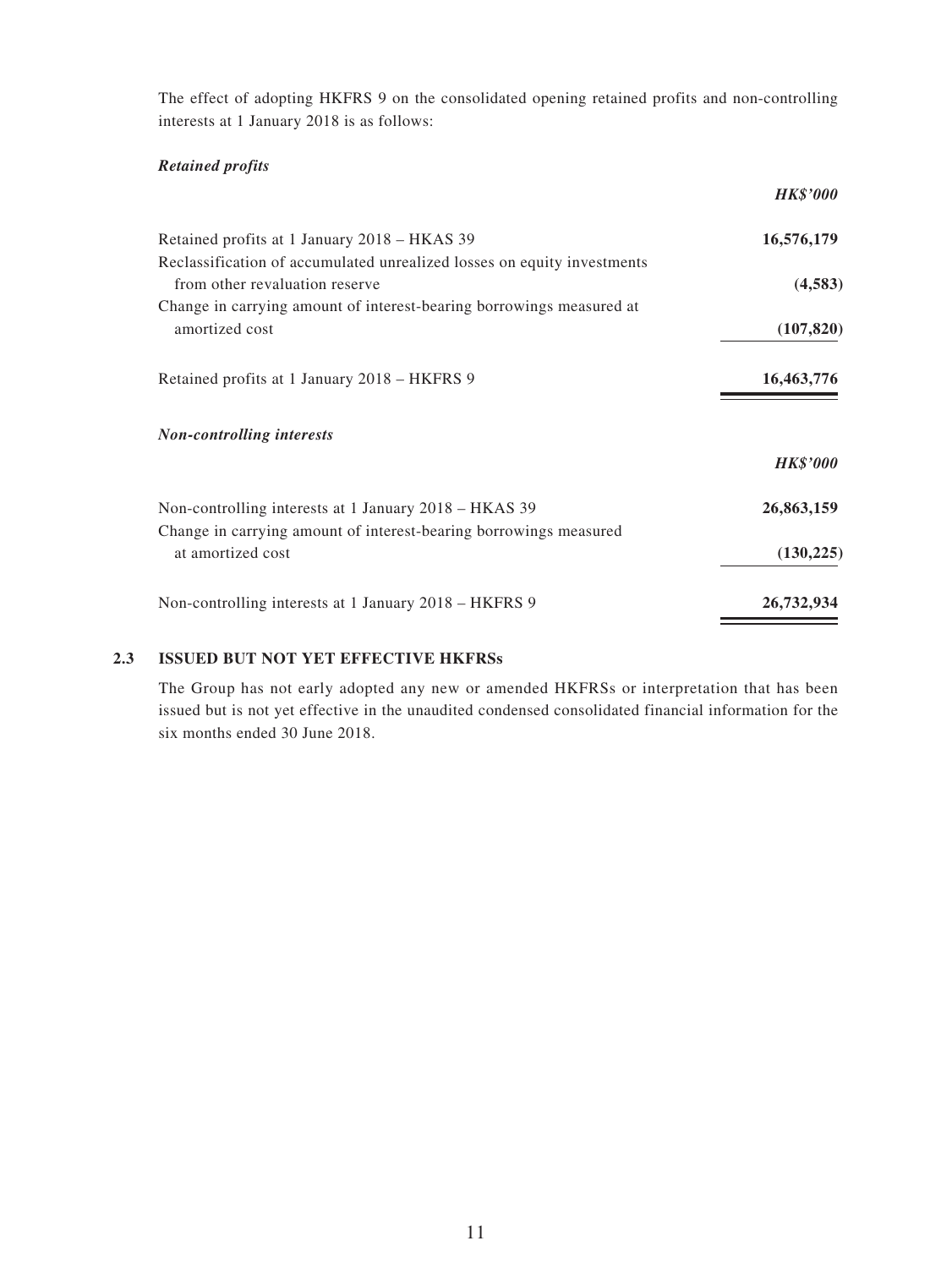The effect of adopting HKFRS 9 on the consolidated opening retained profits and non-controlling interests at 1 January 2018 is as follows:

***Retained profits***

| | ***HK$'000*** |
|---|---|
| Retained profits at 1 January 2018 – HKAS 39 | **16,576,179** |
| Reclassification of accumulated unrealized losses on equity investments from other revaluation reserve | **(4,583)** |
| Change in carrying amount of interest-bearing borrowings measured at amortized cost | **(107,820)** |
| Retained profits at 1 January 2018 – HKFRS 9 | **16,463,776** |

***Non-controlling interests***

| | ***HK$'000*** |
|---|---|
| Non-controlling interests at 1 January 2018 – HKAS 39 | **26,863,159** |
| Change in carrying amount of interest-bearing borrowings measured at amortized cost | **(130,225)** |
| Non-controlling interests at 1 January 2018 – HKFRS 9 | **26,732,934** |

## 2.3 ISSUED BUT NOT YET EFFECTIVE HKFRSs

The Group has not early adopted any new or amended HKFRSs or interpretation that has been issued but is not yet effective in the unaudited condensed consolidated financial information for the six months ended 30 June 2018.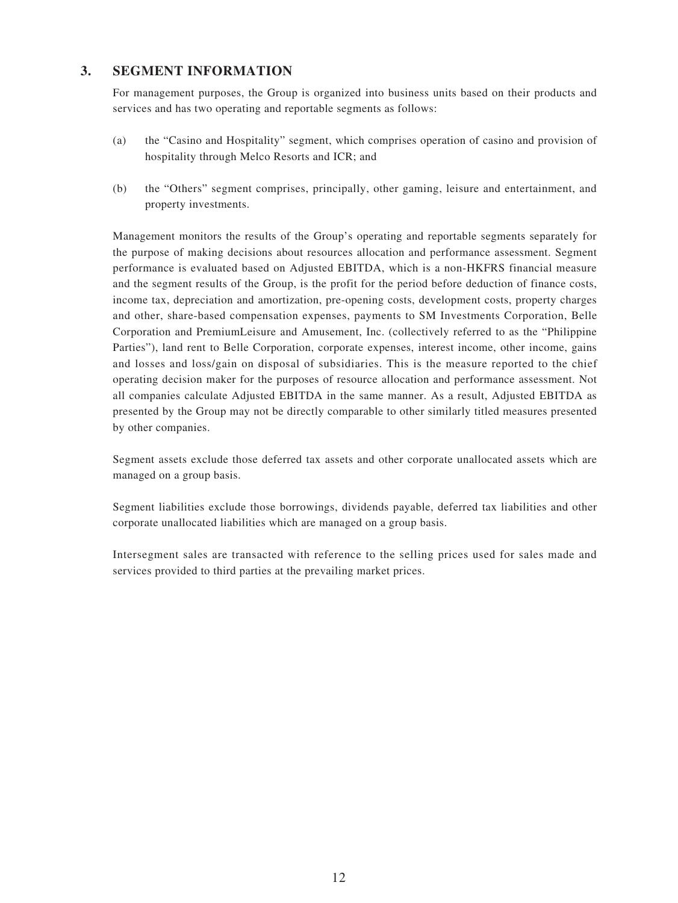## 3. SEGMENT INFORMATION

For management purposes, the Group is organized into business units based on their products and services and has two operating and reportable segments as follows:

(a) the "Casino and Hospitality" segment, which comprises operation of casino and provision of hospitality through Melco Resorts and ICR; and

(b) the "Others" segment comprises, principally, other gaming, leisure and entertainment, and property investments.

Management monitors the results of the Group's operating and reportable segments separately for the purpose of making decisions about resources allocation and performance assessment. Segment performance is evaluated based on Adjusted EBITDA, which is a non-HKFRS financial measure and the segment results of the Group, is the profit for the period before deduction of finance costs, income tax, depreciation and amortization, pre-opening costs, development costs, property charges and other, share-based compensation expenses, payments to SM Investments Corporation, Belle Corporation and PremiumLeisure and Amusement, Inc. (collectively referred to as the "Philippine Parties"), land rent to Belle Corporation, corporate expenses, interest income, other income, gains and losses and loss/gain on disposal of subsidiaries. This is the measure reported to the chief operating decision maker for the purposes of resource allocation and performance assessment. Not all companies calculate Adjusted EBITDA in the same manner. As a result, Adjusted EBITDA as presented by the Group may not be directly comparable to other similarly titled measures presented by other companies.

Segment assets exclude those deferred tax assets and other corporate unallocated assets which are managed on a group basis.

Segment liabilities exclude those borrowings, dividends payable, deferred tax liabilities and other corporate unallocated liabilities which are managed on a group basis.

Intersegment sales are transacted with reference to the selling prices used for sales made and services provided to third parties at the prevailing market prices.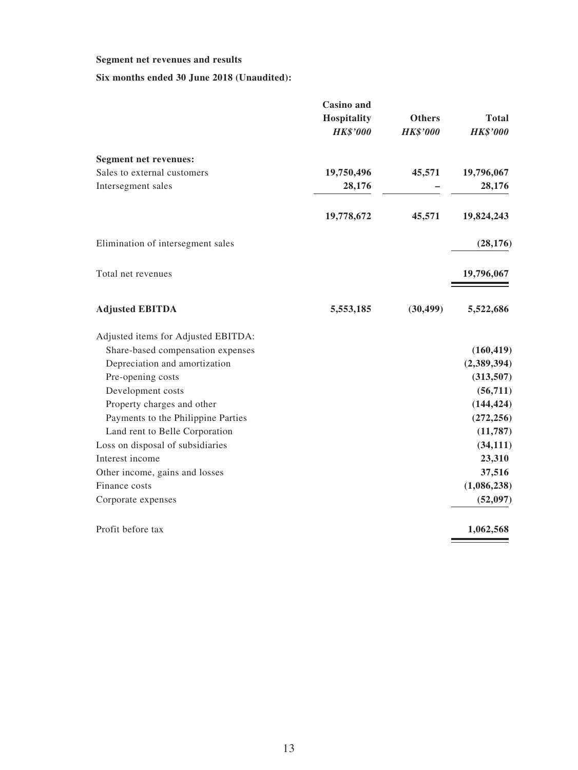**Segment net revenues and results**

**Six months ended 30 June 2018 (Unaudited):**

| | Casino and Hospitality *HK$'000* | Others *HK$'000* | Total *HK$'000* |
|---|---|---|---|
| **Segment net revenues:** | | | |
| Sales to external customers | **19,750,496** | **45,571** | **19,796,067** |
| Intersegment sales | **28,176** | **–** | **28,176** |
| | **19,778,672** | **45,571** | **19,824,243** |
| Elimination of intersegment sales | | | **(28,176)** |
| Total net revenues | | | **19,796,067** |
| **Adjusted EBITDA** | **5,553,185** | **(30,499)** | **5,522,686** |
| Adjusted items for Adjusted EBITDA: | | | |
| Share-based compensation expenses | | | **(160,419)** |
| Depreciation and amortization | | | **(2,389,394)** |
| Pre-opening costs | | | **(313,507)** |
| Development costs | | | **(56,711)** |
| Property charges and other | | | **(144,424)** |
| Payments to the Philippine Parties | | | **(272,256)** |
| Land rent to Belle Corporation | | | **(11,787)** |
| Loss on disposal of subsidiaries | | | **(34,111)** |
| Interest income | | | **23,310** |
| Other income, gains and losses | | | **37,516** |
| Finance costs | | | **(1,086,238)** |
| Corporate expenses | | | **(52,097)** |
| Profit before tax | | | **1,062,568** |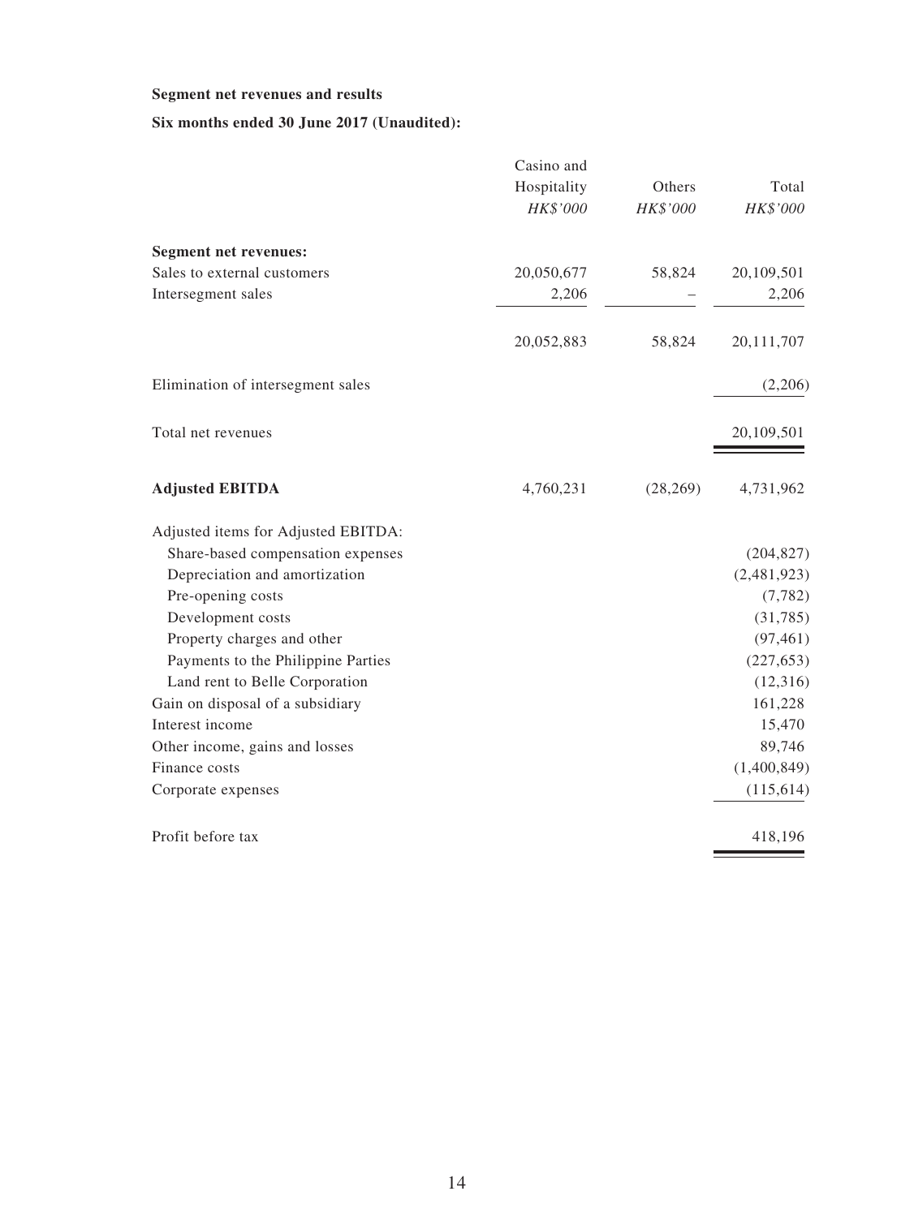**Segment net revenues and results**

**Six months ended 30 June 2017 (Unaudited):**

| | Casino and Hospitality *HK$'000* | Others *HK$'000* | Total *HK$'000* |
|---|---|---|---|
| **Segment net revenues:** | | | |
| Sales to external customers | 20,050,677 | 58,824 | 20,109,501 |
| Intersegment sales | 2,206 | – | 2,206 |
| | 20,052,883 | 58,824 | 20,111,707 |
| Elimination of intersegment sales | | | (2,206) |
| Total net revenues | | | 20,109,501 |
| **Adjusted EBITDA** | 4,760,231 | (28,269) | 4,731,962 |
| Adjusted items for Adjusted EBITDA: | | | |
| Share-based compensation expenses | | | (204,827) |
| Depreciation and amortization | | | (2,481,923) |
| Pre-opening costs | | | (7,782) |
| Development costs | | | (31,785) |
| Property charges and other | | | (97,461) |
| Payments to the Philippine Parties | | | (227,653) |
| Land rent to Belle Corporation | | | (12,316) |
| Gain on disposal of a subsidiary | | | 161,228 |
| Interest income | | | 15,470 |
| Other income, gains and losses | | | 89,746 |
| Finance costs | | | (1,400,849) |
| Corporate expenses | | | (115,614) |
| Profit before tax | | | 418,196 |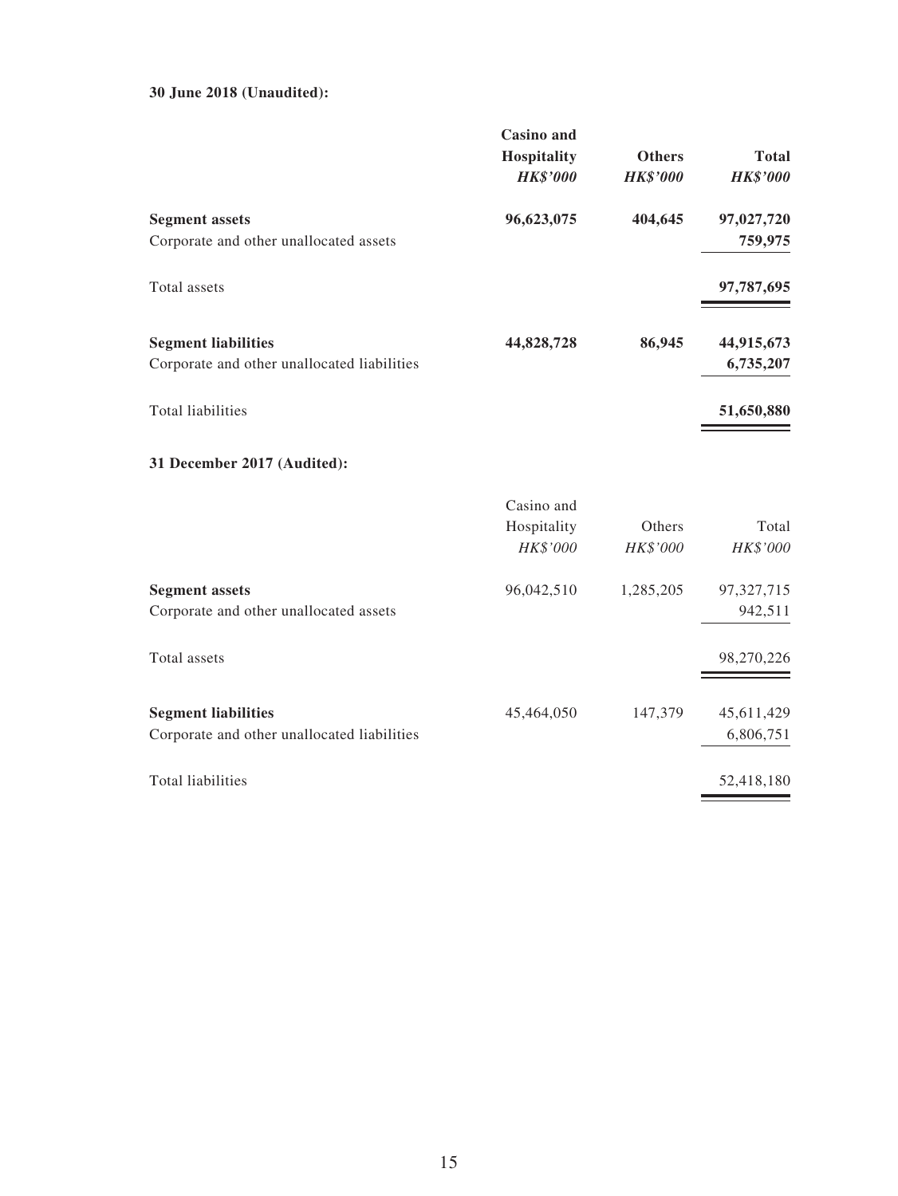**30 June 2018 (Unaudited):**

| | **Casino and Hospitality** *HK$'000* | **Others** *HK$'000* | **Total** *HK$'000* |
|---|---|---|---|
| **Segment assets** | **96,623,075** | **404,645** | **97,027,720** |
| Corporate and other unallocated assets | | | **759,975** |
| Total assets | | | **97,787,695** |
| **Segment liabilities** | **44,828,728** | **86,945** | **44,915,673** |
| Corporate and other unallocated liabilities | | | **6,735,207** |
| Total liabilities | | | **51,650,880** |

**31 December 2017 (Audited):**

| | Casino and Hospitality *HK$'000* | Others *HK$'000* | Total *HK$'000* |
|---|---|---|---|
| **Segment assets** | 96,042,510 | 1,285,205 | 97,327,715 |
| Corporate and other unallocated assets | | | 942,511 |
| Total assets | | | 98,270,226 |
| **Segment liabilities** | 45,464,050 | 147,379 | 45,611,429 |
| Corporate and other unallocated liabilities | | | 6,806,751 |
| Total liabilities | | | 52,418,180 |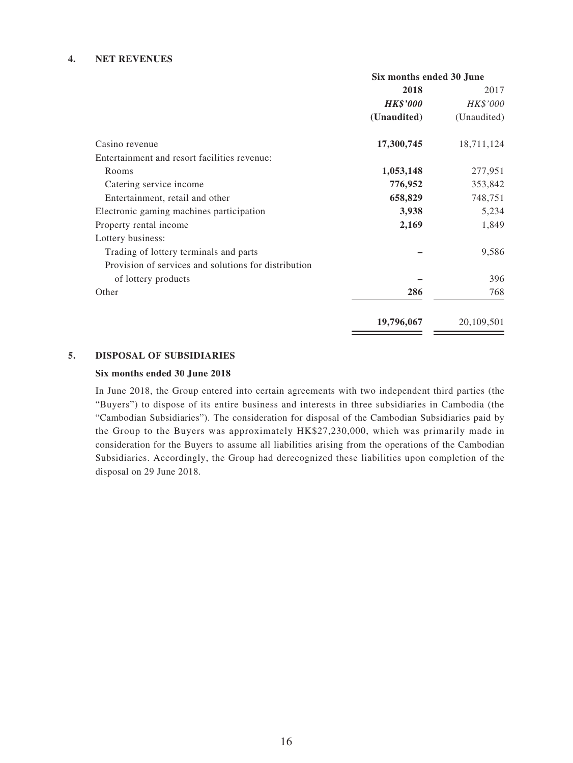## 4. NET REVENUES

| | Six months ended 30 June | |
|---|---|---|
| | **2018** | 2017 |
| | ***HK$'000*** | *HK$'000* |
| | **(Unaudited)** | (Unaudited) |
| Casino revenue | **17,300,745** | 18,711,124 |
| Entertainment and resort facilities revenue: | | |
| Rooms | **1,053,148** | 277,951 |
| Catering service income | **776,952** | 353,842 |
| Entertainment, retail and other | **658,829** | 748,751 |
| Electronic gaming machines participation | **3,938** | 5,234 |
| Property rental income | **2,169** | 1,849 |
| Lottery business: | | |
| Trading of lottery terminals and parts | **–** | 9,586 |
| Provision of services and solutions for distribution of lottery products | **–** | 396 |
| Other | **286** | 768 |
| | **19,796,067** | 20,109,501 |

## 5. DISPOSAL OF SUBSIDIARIES

**Six months ended 30 June 2018**

In June 2018, the Group entered into certain agreements with two independent third parties (the "Buyers") to dispose of its entire business and interests in three subsidiaries in Cambodia (the "Cambodian Subsidiaries"). The consideration for disposal of the Cambodian Subsidiaries paid by the Group to the Buyers was approximately HK$27,230,000, which was primarily made in consideration for the Buyers to assume all liabilities arising from the operations of the Cambodian Subsidiaries. Accordingly, the Group had derecognized these liabilities upon completion of the disposal on 29 June 2018.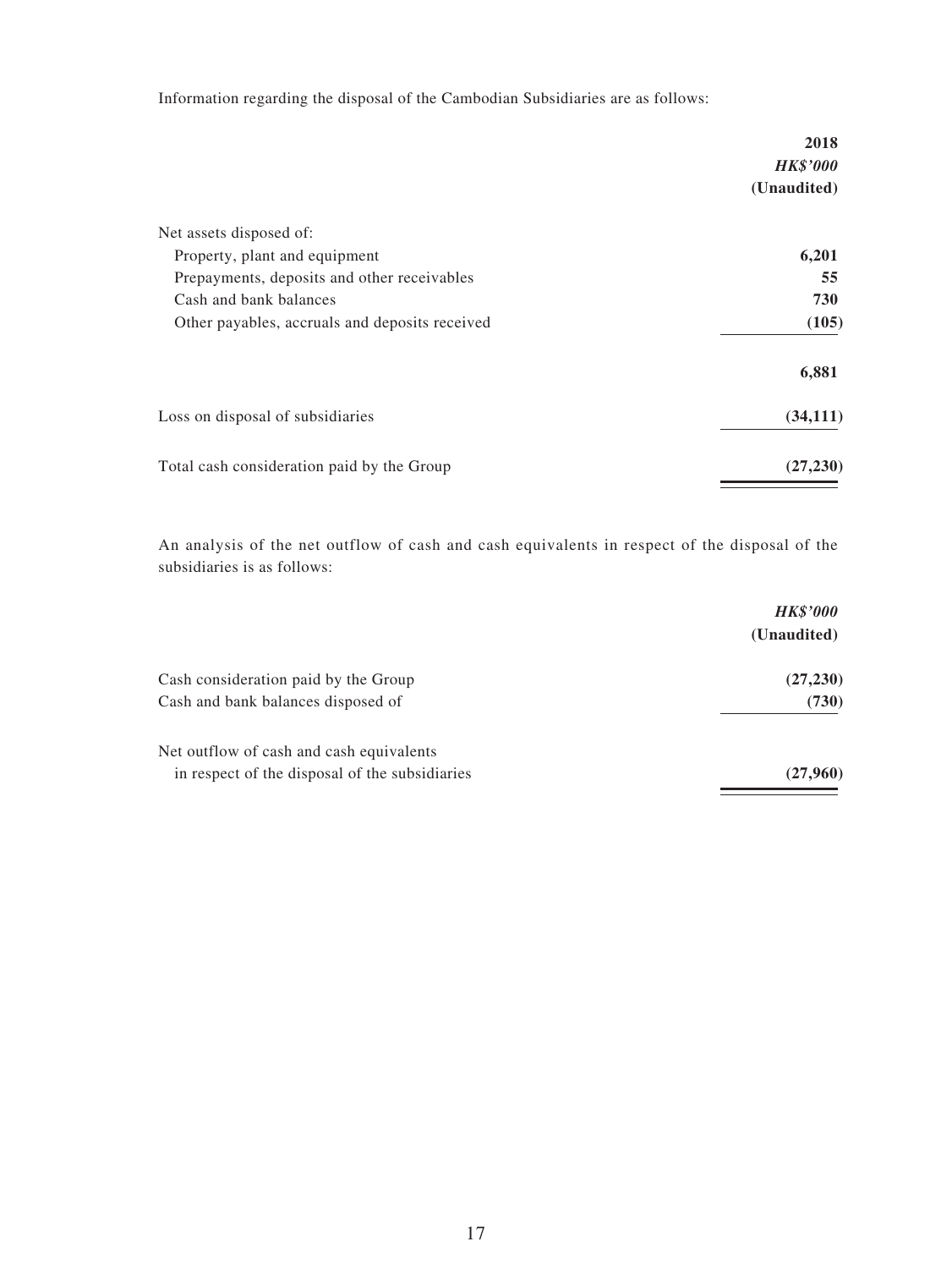Information regarding the disposal of the Cambodian Subsidiaries are as follows:

| | 2018 |
|---|---|
| | *HK$'000* |
| | (Unaudited) |
| Net assets disposed of: | |
| Property, plant and equipment | 6,201 |
| Prepayments, deposits and other receivables | 55 |
| Cash and bank balances | 730 |
| Other payables, accruals and deposits received | (105) |
| | 6,881 |
| Loss on disposal of subsidiaries | (34,111) |
| Total cash consideration paid by the Group | (27,230) |

An analysis of the net outflow of cash and cash equivalents in respect of the disposal of the subsidiaries is as follows:

| | *HK$'000* |
|---|---|
| | (Unaudited) |
| Cash consideration paid by the Group | (27,230) |
| Cash and bank balances disposed of | (730) |
| Net outflow of cash and cash equivalents in respect of the disposal of the subsidiaries | (27,960) |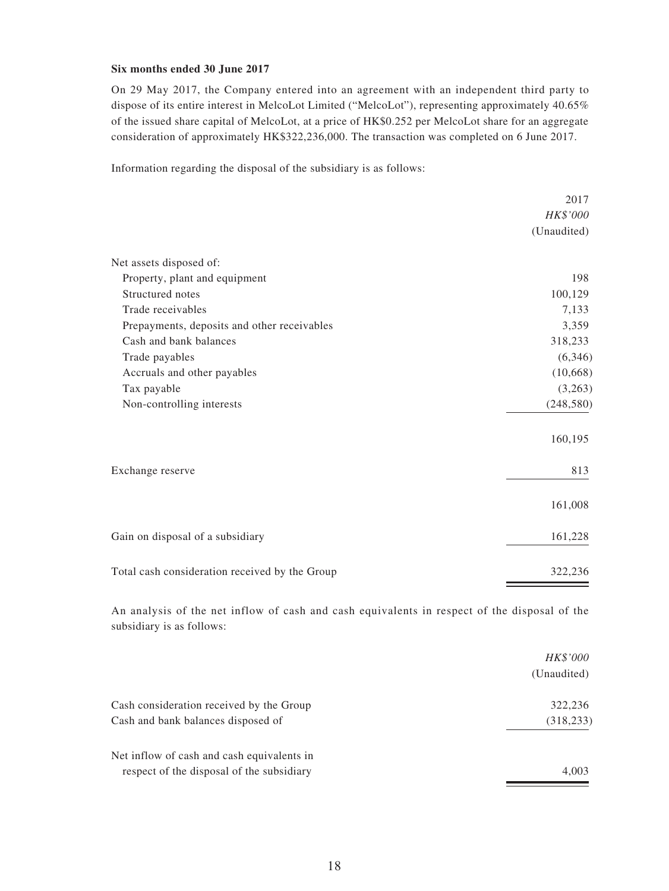**Six months ended 30 June 2017**

On 29 May 2017, the Company entered into an agreement with an independent third party to dispose of its entire interest in MelcoLot Limited ("MelcoLot"), representing approximately 40.65% of the issued share capital of MelcoLot, at a price of HK$0.252 per MelcoLot share for an aggregate consideration of approximately HK$322,236,000. The transaction was completed on 6 June 2017.

Information regarding the disposal of the subsidiary is as follows:

| | 2017 |
|---|---|
| | *HK$'000* |
| | (Unaudited) |
| Net assets disposed of: | |
| Property, plant and equipment | 198 |
| Structured notes | 100,129 |
| Trade receivables | 7,133 |
| Prepayments, deposits and other receivables | 3,359 |
| Cash and bank balances | 318,233 |
| Trade payables | (6,346) |
| Accruals and other payables | (10,668) |
| Tax payable | (3,263) |
| Non-controlling interests | (248,580) |
| | 160,195 |
| Exchange reserve | 813 |
| | 161,008 |
| Gain on disposal of a subsidiary | 161,228 |
| Total cash consideration received by the Group | 322,236 |

An analysis of the net inflow of cash and cash equivalents in respect of the disposal of the subsidiary is as follows:

| | *HK$'000* |
|---|---|
| | (Unaudited) |
| Cash consideration received by the Group | 322,236 |
| Cash and bank balances disposed of | (318,233) |
| Net inflow of cash and cash equivalents in respect of the disposal of the subsidiary | 4,003 |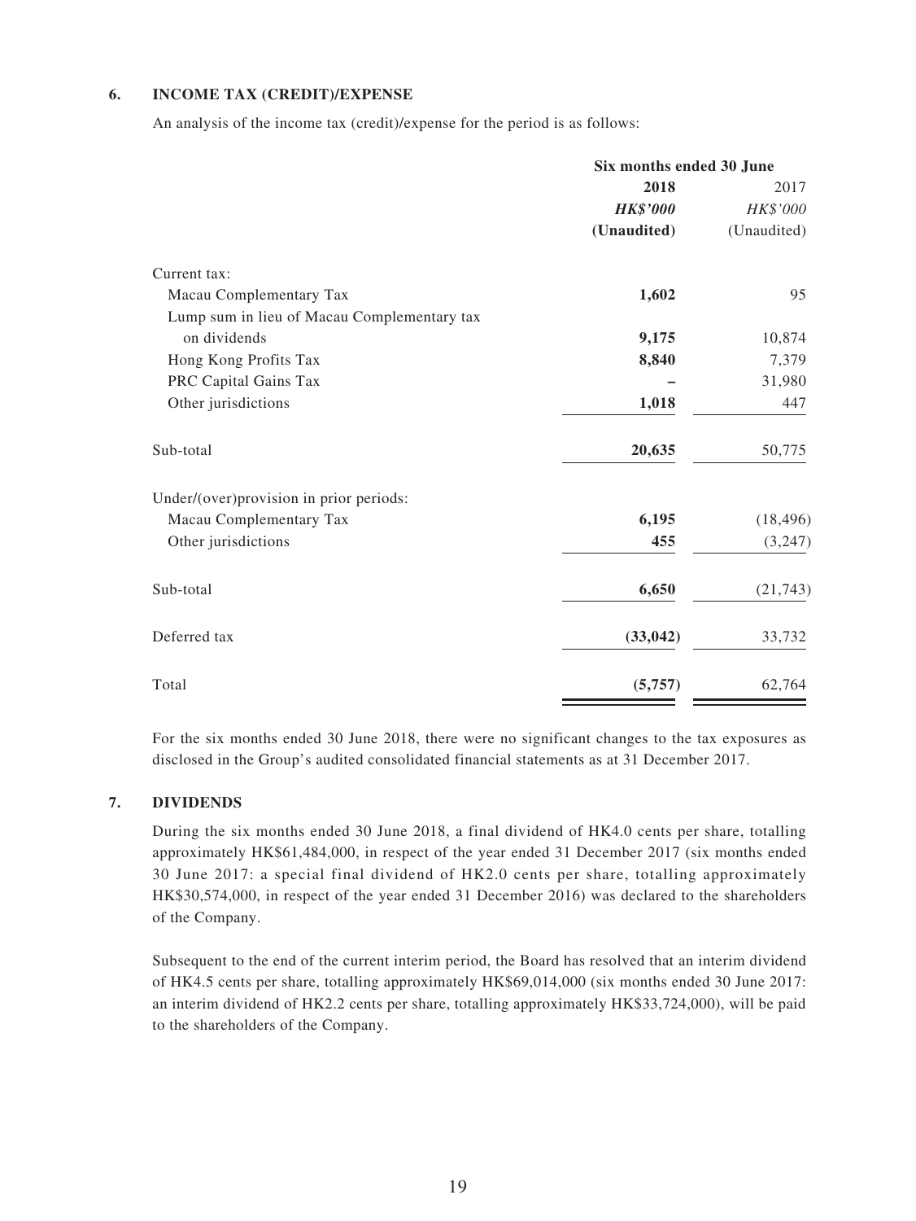### 6. INCOME TAX (CREDIT)/EXPENSE

An analysis of the income tax (credit)/expense for the period is as follows:

| | Six months ended 30 June | |
|---|---|---|
| | **2018** | 2017 |
| | ***HK$'000*** | *HK$'000* |
| | **(Unaudited)** | (Unaudited) |
| Current tax: | | |
| Macau Complementary Tax | **1,602** | 95 |
| Lump sum in lieu of Macau Complementary tax on dividends | **9,175** | 10,874 |
| Hong Kong Profits Tax | **8,840** | 7,379 |
| PRC Capital Gains Tax | **–** | 31,980 |
| Other jurisdictions | **1,018** | 447 |
| Sub-total | **20,635** | 50,775 |
| Under/(over)provision in prior periods: | | |
| Macau Complementary Tax | **6,195** | (18,496) |
| Other jurisdictions | **455** | (3,247) |
| Sub-total | **6,650** | (21,743) |
| Deferred tax | **(33,042)** | 33,732 |
| Total | **(5,757)** | 62,764 |

For the six months ended 30 June 2018, there were no significant changes to the tax exposures as disclosed in the Group's audited consolidated financial statements as at 31 December 2017.

### 7. DIVIDENDS

During the six months ended 30 June 2018, a final dividend of HK4.0 cents per share, totalling approximately HK$61,484,000, in respect of the year ended 31 December 2017 (six months ended 30 June 2017: a special final dividend of HK2.0 cents per share, totalling approximately HK$30,574,000, in respect of the year ended 31 December 2016) was declared to the shareholders of the Company.

Subsequent to the end of the current interim period, the Board has resolved that an interim dividend of HK4.5 cents per share, totalling approximately HK$69,014,000 (six months ended 30 June 2017: an interim dividend of HK2.2 cents per share, totalling approximately HK$33,724,000), will be paid to the shareholders of the Company.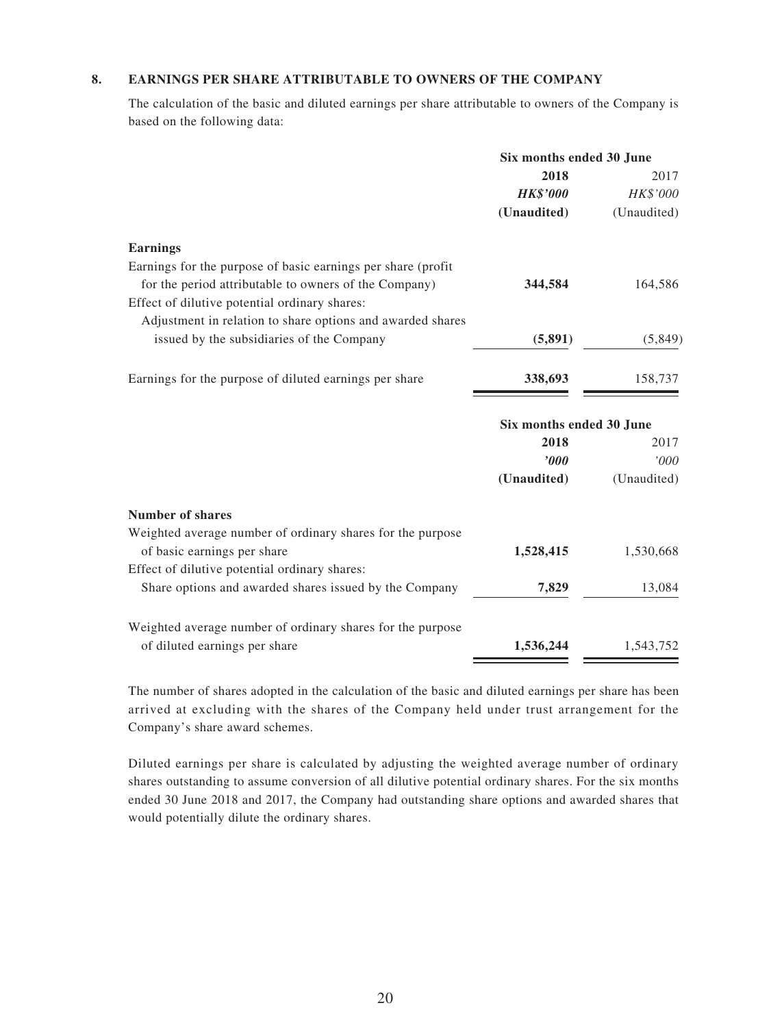## 8. EARNINGS PER SHARE ATTRIBUTABLE TO OWNERS OF THE COMPANY

The calculation of the basic and diluted earnings per share attributable to owners of the Company is based on the following data:

| | Six months ended 30 June | |
|---|---|---|
| | **2018** | 2017 |
| | ***HK$'000*** | *HK$'000* |
| | **(Unaudited)** | (Unaudited) |
| **Earnings** | | |
| Earnings for the purpose of basic earnings per share (profit for the period attributable to owners of the Company) | **344,584** | 164,586 |
| Effect of dilutive potential ordinary shares: | | |
| Adjustment in relation to share options and awarded shares issued by the subsidiaries of the Company | **(5,891)** | (5,849) |
| Earnings for the purpose of diluted earnings per share | **338,693** | 158,737 |

| | Six months ended 30 June | |
|---|---|---|
| | **2018** | 2017 |
| | ***'000*** | *'000* |
| | **(Unaudited)** | (Unaudited) |
| **Number of shares** | | |
| Weighted average number of ordinary shares for the purpose of basic earnings per share | **1,528,415** | 1,530,668 |
| Effect of dilutive potential ordinary shares: | | |
| Share options and awarded shares issued by the Company | **7,829** | 13,084 |
| Weighted average number of ordinary shares for the purpose of diluted earnings per share | **1,536,244** | 1,543,752 |

The number of shares adopted in the calculation of the basic and diluted earnings per share has been arrived at excluding with the shares of the Company held under trust arrangement for the Company's share award schemes.

Diluted earnings per share is calculated by adjusting the weighted average number of ordinary shares outstanding to assume conversion of all dilutive potential ordinary shares. For the six months ended 30 June 2018 and 2017, the Company had outstanding share options and awarded shares that would potentially dilute the ordinary shares.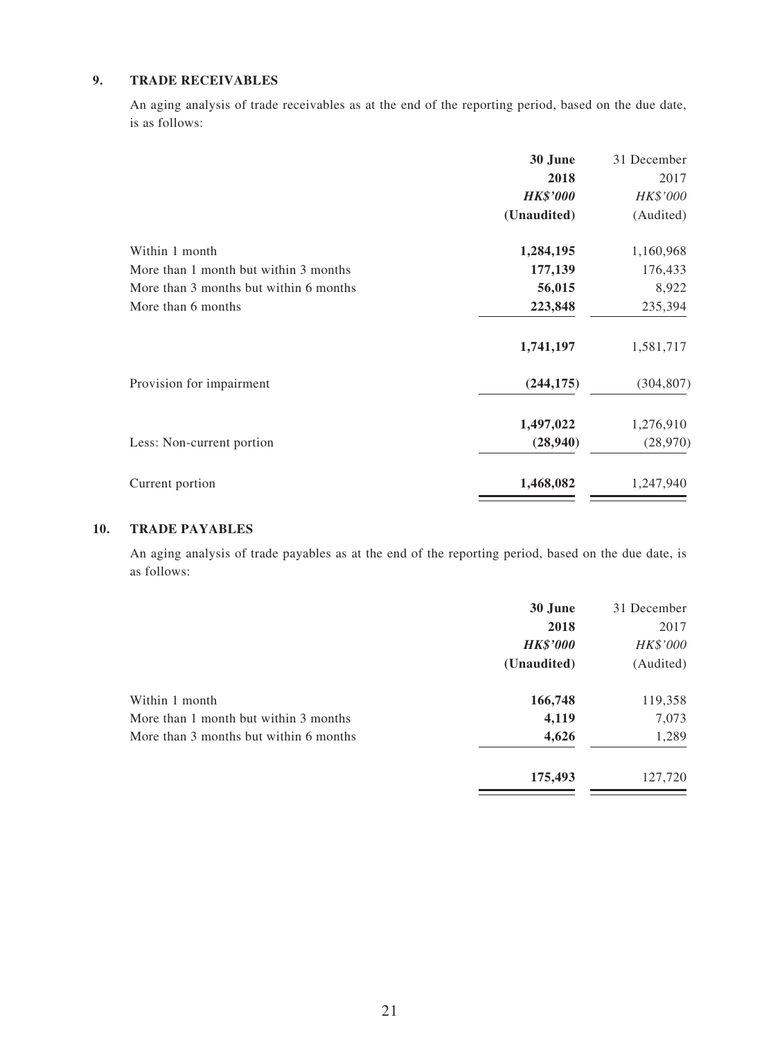### 9. TRADE RECEIVABLES

An aging analysis of trade receivables as at the end of the reporting period, based on the due date, is as follows:

| | 30 June 2018 | 31 December 2017 |
|---|---|---|
| | ***HK$'000*** | *HK$'000* |
| | **(Unaudited)** | (Audited) |
| Within 1 month | **1,284,195** | 1,160,968 |
| More than 1 month but within 3 months | **177,139** | 176,433 |
| More than 3 months but within 6 months | **56,015** | 8,922 |
| More than 6 months | **223,848** | 235,394 |
| | **1,741,197** | 1,581,717 |
| Provision for impairment | **(244,175)** | (304,807) |
| | **1,497,022** | 1,276,910 |
| Less: Non-current portion | **(28,940)** | (28,970) |
| Current portion | **1,468,082** | 1,247,940 |

### 10. TRADE PAYABLES

An aging analysis of trade payables as at the end of the reporting period, based on the due date, is as follows:

| | 30 June 2018 | 31 December 2017 |
|---|---|---|
| | ***HK$'000*** | *HK$'000* |
| | **(Unaudited)** | (Audited) |
| Within 1 month | **166,748** | 119,358 |
| More than 1 month but within 3 months | **4,119** | 7,073 |
| More than 3 months but within 6 months | **4,626** | 1,289 |
| | **175,493** | 127,720 |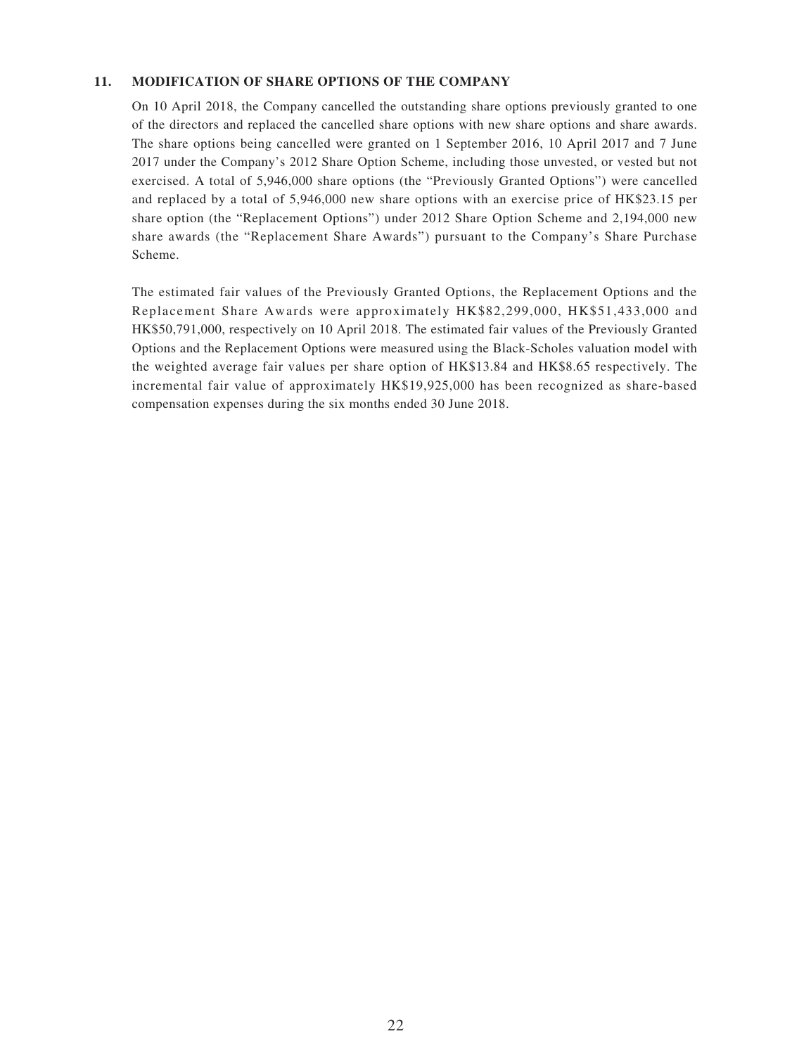## 11. MODIFICATION OF SHARE OPTIONS OF THE COMPANY

On 10 April 2018, the Company cancelled the outstanding share options previously granted to one of the directors and replaced the cancelled share options with new share options and share awards. The share options being cancelled were granted on 1 September 2016, 10 April 2017 and 7 June 2017 under the Company's 2012 Share Option Scheme, including those unvested, or vested but not exercised. A total of 5,946,000 share options (the "Previously Granted Options") were cancelled and replaced by a total of 5,946,000 new share options with an exercise price of HK$23.15 per share option (the "Replacement Options") under 2012 Share Option Scheme and 2,194,000 new share awards (the "Replacement Share Awards") pursuant to the Company's Share Purchase Scheme.

The estimated fair values of the Previously Granted Options, the Replacement Options and the Replacement Share Awards were approximately HK$82,299,000, HK$51,433,000 and HK$50,791,000, respectively on 10 April 2018. The estimated fair values of the Previously Granted Options and the Replacement Options were measured using the Black-Scholes valuation model with the weighted average fair values per share option of HK$13.84 and HK$8.65 respectively. The incremental fair value of approximately HK$19,925,000 has been recognized as share-based compensation expenses during the six months ended 30 June 2018.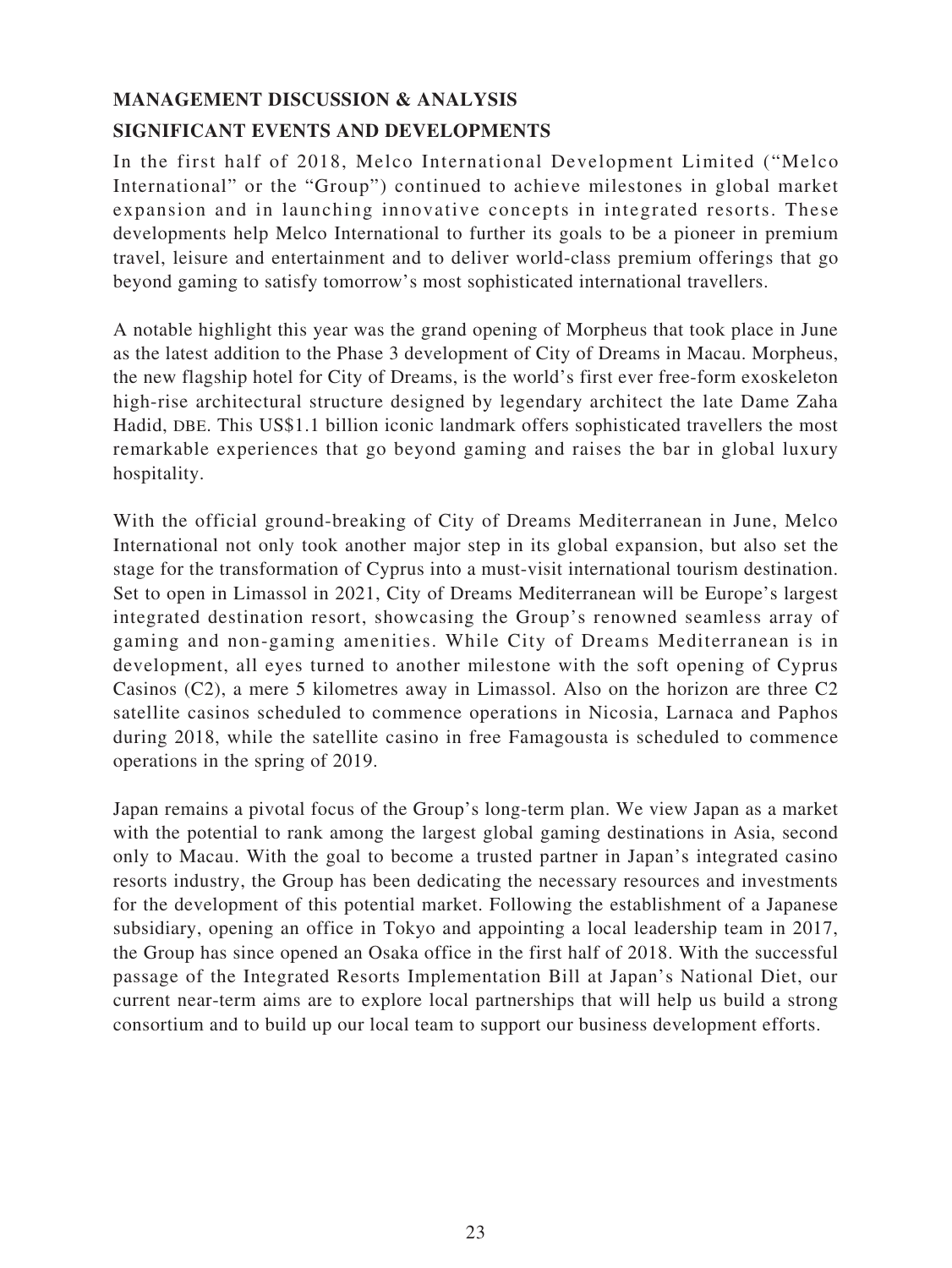## MANAGEMENT DISCUSSION & ANALYSIS

### SIGNIFICANT EVENTS AND DEVELOPMENTS

In the first half of 2018, Melco International Development Limited ("Melco International" or the "Group") continued to achieve milestones in global market expansion and in launching innovative concepts in integrated resorts. These developments help Melco International to further its goals to be a pioneer in premium travel, leisure and entertainment and to deliver world-class premium offerings that go beyond gaming to satisfy tomorrow's most sophisticated international travellers.

A notable highlight this year was the grand opening of Morpheus that took place in June as the latest addition to the Phase 3 development of City of Dreams in Macau. Morpheus, the new flagship hotel for City of Dreams, is the world's first ever free-form exoskeleton high-rise architectural structure designed by legendary architect the late Dame Zaha Hadid, DBE. This US$1.1 billion iconic landmark offers sophisticated travellers the most remarkable experiences that go beyond gaming and raises the bar in global luxury hospitality.

With the official ground-breaking of City of Dreams Mediterranean in June, Melco International not only took another major step in its global expansion, but also set the stage for the transformation of Cyprus into a must-visit international tourism destination. Set to open in Limassol in 2021, City of Dreams Mediterranean will be Europe's largest integrated destination resort, showcasing the Group's renowned seamless array of gaming and non-gaming amenities. While City of Dreams Mediterranean is in development, all eyes turned to another milestone with the soft opening of Cyprus Casinos (C2), a mere 5 kilometres away in Limassol. Also on the horizon are three C2 satellite casinos scheduled to commence operations in Nicosia, Larnaca and Paphos during 2018, while the satellite casino in free Famagousta is scheduled to commence operations in the spring of 2019.

Japan remains a pivotal focus of the Group's long-term plan. We view Japan as a market with the potential to rank among the largest global gaming destinations in Asia, second only to Macau. With the goal to become a trusted partner in Japan's integrated casino resorts industry, the Group has been dedicating the necessary resources and investments for the development of this potential market. Following the establishment of a Japanese subsidiary, opening an office in Tokyo and appointing a local leadership team in 2017, the Group has since opened an Osaka office in the first half of 2018. With the successful passage of the Integrated Resorts Implementation Bill at Japan's National Diet, our current near-term aims are to explore local partnerships that will help us build a strong consortium and to build up our local team to support our business development efforts.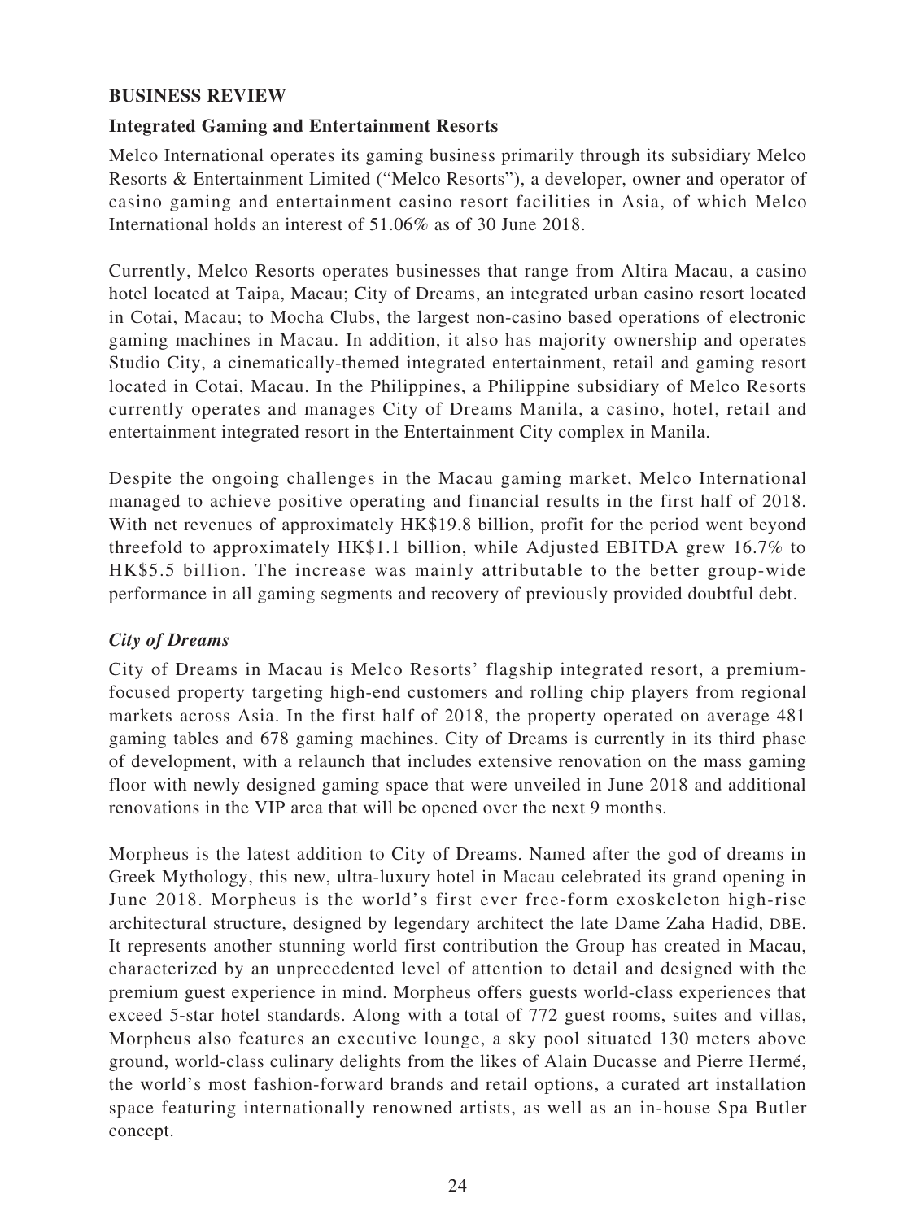## BUSINESS REVIEW

### Integrated Gaming and Entertainment Resorts

Melco International operates its gaming business primarily through its subsidiary Melco Resorts & Entertainment Limited ("Melco Resorts"), a developer, owner and operator of casino gaming and entertainment casino resort facilities in Asia, of which Melco International holds an interest of 51.06% as of 30 June 2018.

Currently, Melco Resorts operates businesses that range from Altira Macau, a casino hotel located at Taipa, Macau; City of Dreams, an integrated urban casino resort located in Cotai, Macau; to Mocha Clubs, the largest non-casino based operations of electronic gaming machines in Macau. In addition, it also has majority ownership and operates Studio City, a cinematically-themed integrated entertainment, retail and gaming resort located in Cotai, Macau. In the Philippines, a Philippine subsidiary of Melco Resorts currently operates and manages City of Dreams Manila, a casino, hotel, retail and entertainment integrated resort in the Entertainment City complex in Manila.

Despite the ongoing challenges in the Macau gaming market, Melco International managed to achieve positive operating and financial results in the first half of 2018. With net revenues of approximately HK$19.8 billion, profit for the period went beyond threefold to approximately HK$1.1 billion, while Adjusted EBITDA grew 16.7% to HK$5.5 billion. The increase was mainly attributable to the better group-wide performance in all gaming segments and recovery of previously provided doubtful debt.

#### *City of Dreams*

City of Dreams in Macau is Melco Resorts' flagship integrated resort, a premium-focused property targeting high-end customers and rolling chip players from regional markets across Asia. In the first half of 2018, the property operated on average 481 gaming tables and 678 gaming machines. City of Dreams is currently in its third phase of development, with a relaunch that includes extensive renovation on the mass gaming floor with newly designed gaming space that were unveiled in June 2018 and additional renovations in the VIP area that will be opened over the next 9 months.

Morpheus is the latest addition to City of Dreams. Named after the god of dreams in Greek Mythology, this new, ultra-luxury hotel in Macau celebrated its grand opening in June 2018. Morpheus is the world's first ever free-form exoskeleton high-rise architectural structure, designed by legendary architect the late Dame Zaha Hadid, DBE. It represents another stunning world first contribution the Group has created in Macau, characterized by an unprecedented level of attention to detail and designed with the premium guest experience in mind. Morpheus offers guests world-class experiences that exceed 5-star hotel standards. Along with a total of 772 guest rooms, suites and villas, Morpheus also features an executive lounge, a sky pool situated 130 meters above ground, world-class culinary delights from the likes of Alain Ducasse and Pierre Hermé, the world's most fashion-forward brands and retail options, a curated art installation space featuring internationally renowned artists, as well as an in-house Spa Butler concept.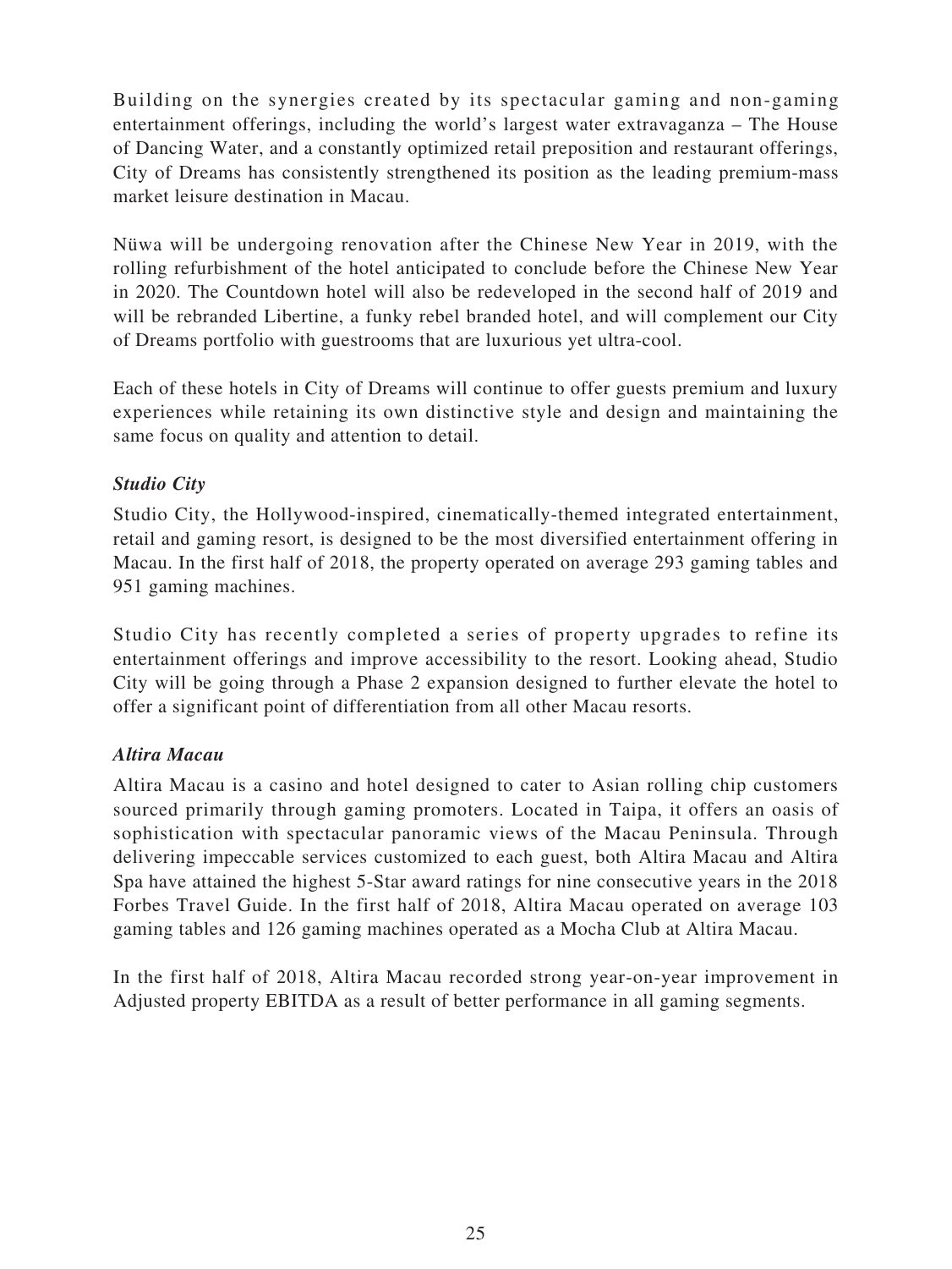Building on the synergies created by its spectacular gaming and non-gaming entertainment offerings, including the world's largest water extravaganza – The House of Dancing Water, and a constantly optimized retail preposition and restaurant offerings, City of Dreams has consistently strengthened its position as the leading premium-mass market leisure destination in Macau.

Nüwa will be undergoing renovation after the Chinese New Year in 2019, with the rolling refurbishment of the hotel anticipated to conclude before the Chinese New Year in 2020. The Countdown hotel will also be redeveloped in the second half of 2019 and will be rebranded Libertine, a funky rebel branded hotel, and will complement our City of Dreams portfolio with guestrooms that are luxurious yet ultra-cool.

Each of these hotels in City of Dreams will continue to offer guests premium and luxury experiences while retaining its own distinctive style and design and maintaining the same focus on quality and attention to detail.

***Studio City***

Studio City, the Hollywood-inspired, cinematically-themed integrated entertainment, retail and gaming resort, is designed to be the most diversified entertainment offering in Macau. In the first half of 2018, the property operated on average 293 gaming tables and 951 gaming machines.

Studio City has recently completed a series of property upgrades to refine its entertainment offerings and improve accessibility to the resort. Looking ahead, Studio City will be going through a Phase 2 expansion designed to further elevate the hotel to offer a significant point of differentiation from all other Macau resorts.

***Altira Macau***

Altira Macau is a casino and hotel designed to cater to Asian rolling chip customers sourced primarily through gaming promoters. Located in Taipa, it offers an oasis of sophistication with spectacular panoramic views of the Macau Peninsula. Through delivering impeccable services customized to each guest, both Altira Macau and Altira Spa have attained the highest 5-Star award ratings for nine consecutive years in the 2018 Forbes Travel Guide. In the first half of 2018, Altira Macau operated on average 103 gaming tables and 126 gaming machines operated as a Mocha Club at Altira Macau.

In the first half of 2018, Altira Macau recorded strong year-on-year improvement in Adjusted property EBITDA as a result of better performance in all gaming segments.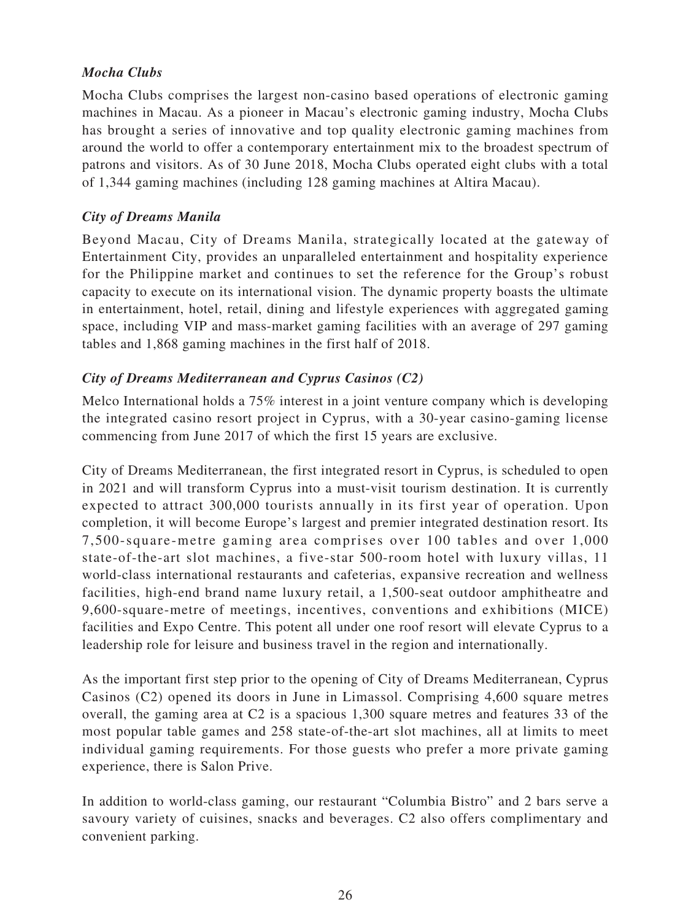***Mocha Clubs***

Mocha Clubs comprises the largest non-casino based operations of electronic gaming machines in Macau. As a pioneer in Macau's electronic gaming industry, Mocha Clubs has brought a series of innovative and top quality electronic gaming machines from around the world to offer a contemporary entertainment mix to the broadest spectrum of patrons and visitors. As of 30 June 2018, Mocha Clubs operated eight clubs with a total of 1,344 gaming machines (including 128 gaming machines at Altira Macau).

***City of Dreams Manila***

Beyond Macau, City of Dreams Manila, strategically located at the gateway of Entertainment City, provides an unparalleled entertainment and hospitality experience for the Philippine market and continues to set the reference for the Group's robust capacity to execute on its international vision. The dynamic property boasts the ultimate in entertainment, hotel, retail, dining and lifestyle experiences with aggregated gaming space, including VIP and mass-market gaming facilities with an average of 297 gaming tables and 1,868 gaming machines in the first half of 2018.

***City of Dreams Mediterranean and Cyprus Casinos (C2)***

Melco International holds a 75% interest in a joint venture company which is developing the integrated casino resort project in Cyprus, with a 30-year casino-gaming license commencing from June 2017 of which the first 15 years are exclusive.

City of Dreams Mediterranean, the first integrated resort in Cyprus, is scheduled to open in 2021 and will transform Cyprus into a must-visit tourism destination. It is currently expected to attract 300,000 tourists annually in its first year of operation. Upon completion, it will become Europe's largest and premier integrated destination resort. Its 7,500-square-metre gaming area comprises over 100 tables and over 1,000 state-of-the-art slot machines, a five-star 500-room hotel with luxury villas, 11 world-class international restaurants and cafeterias, expansive recreation and wellness facilities, high-end brand name luxury retail, a 1,500-seat outdoor amphitheatre and 9,600-square-metre of meetings, incentives, conventions and exhibitions (MICE) facilities and Expo Centre. This potent all under one roof resort will elevate Cyprus to a leadership role for leisure and business travel in the region and internationally.

As the important first step prior to the opening of City of Dreams Mediterranean, Cyprus Casinos (C2) opened its doors in June in Limassol. Comprising 4,600 square metres overall, the gaming area at C2 is a spacious 1,300 square metres and features 33 of the most popular table games and 258 state-of-the-art slot machines, all at limits to meet individual gaming requirements. For those guests who prefer a more private gaming experience, there is Salon Prive.

In addition to world-class gaming, our restaurant "Columbia Bistro" and 2 bars serve a savoury variety of cuisines, snacks and beverages. C2 also offers complimentary and convenient parking.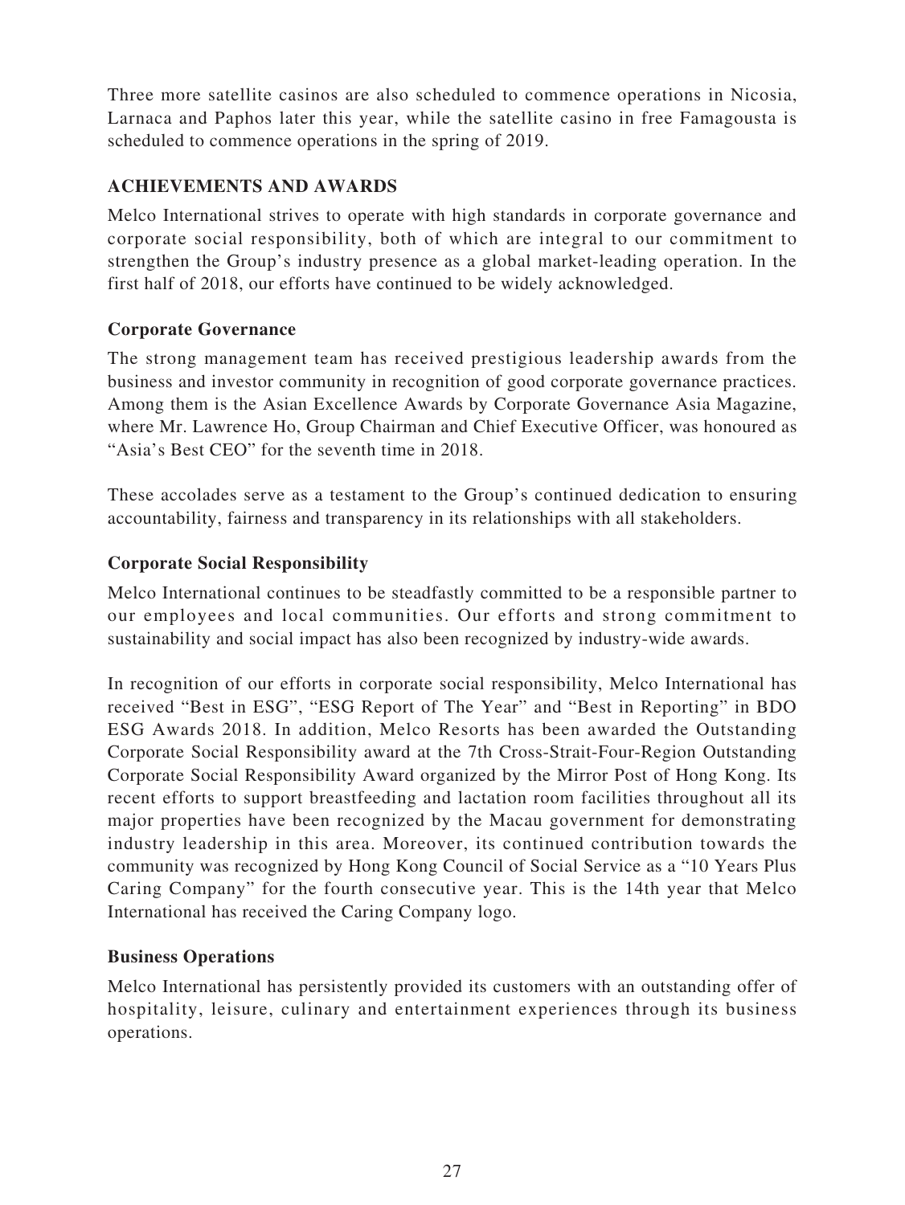Three more satellite casinos are also scheduled to commence operations in Nicosia, Larnaca and Paphos later this year, while the satellite casino in free Famagousta is scheduled to commence operations in the spring of 2019.

## ACHIEVEMENTS AND AWARDS

Melco International strives to operate with high standards in corporate governance and corporate social responsibility, both of which are integral to our commitment to strengthen the Group's industry presence as a global market-leading operation. In the first half of 2018, our efforts have continued to be widely acknowledged.

### Corporate Governance

The strong management team has received prestigious leadership awards from the business and investor community in recognition of good corporate governance practices. Among them is the Asian Excellence Awards by Corporate Governance Asia Magazine, where Mr. Lawrence Ho, Group Chairman and Chief Executive Officer, was honoured as "Asia's Best CEO" for the seventh time in 2018.

These accolades serve as a testament to the Group's continued dedication to ensuring accountability, fairness and transparency in its relationships with all stakeholders.

### Corporate Social Responsibility

Melco International continues to be steadfastly committed to be a responsible partner to our employees and local communities. Our efforts and strong commitment to sustainability and social impact has also been recognized by industry-wide awards.

In recognition of our efforts in corporate social responsibility, Melco International has received "Best in ESG", "ESG Report of The Year" and "Best in Reporting" in BDO ESG Awards 2018. In addition, Melco Resorts has been awarded the Outstanding Corporate Social Responsibility award at the 7th Cross-Strait-Four-Region Outstanding Corporate Social Responsibility Award organized by the Mirror Post of Hong Kong. Its recent efforts to support breastfeeding and lactation room facilities throughout all its major properties have been recognized by the Macau government for demonstrating industry leadership in this area. Moreover, its continued contribution towards the community was recognized by Hong Kong Council of Social Service as a "10 Years Plus Caring Company" for the fourth consecutive year. This is the 14th year that Melco International has received the Caring Company logo.

### Business Operations

Melco International has persistently provided its customers with an outstanding offer of hospitality, leisure, culinary and entertainment experiences through its business operations.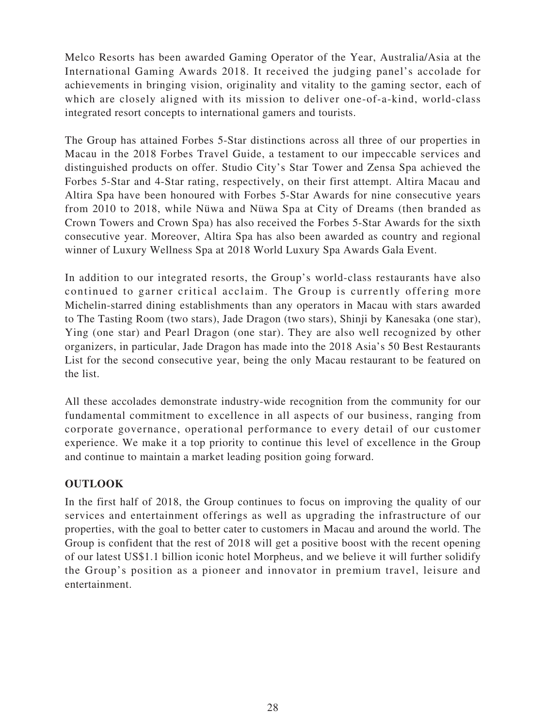Melco Resorts has been awarded Gaming Operator of the Year, Australia/Asia at the International Gaming Awards 2018. It received the judging panel's accolade for achievements in bringing vision, originality and vitality to the gaming sector, each of which are closely aligned with its mission to deliver one-of-a-kind, world-class integrated resort concepts to international gamers and tourists.

The Group has attained Forbes 5-Star distinctions across all three of our properties in Macau in the 2018 Forbes Travel Guide, a testament to our impeccable services and distinguished products on offer. Studio City's Star Tower and Zensa Spa achieved the Forbes 5-Star and 4-Star rating, respectively, on their first attempt. Altira Macau and Altira Spa have been honoured with Forbes 5-Star Awards for nine consecutive years from 2010 to 2018, while Nüwa and Nüwa Spa at City of Dreams (then branded as Crown Towers and Crown Spa) has also received the Forbes 5-Star Awards for the sixth consecutive year. Moreover, Altira Spa has also been awarded as country and regional winner of Luxury Wellness Spa at 2018 World Luxury Spa Awards Gala Event.

In addition to our integrated resorts, the Group's world-class restaurants have also continued to garner critical acclaim. The Group is currently offering more Michelin-starred dining establishments than any operators in Macau with stars awarded to The Tasting Room (two stars), Jade Dragon (two stars), Shinji by Kanesaka (one star), Ying (one star) and Pearl Dragon (one star). They are also well recognized by other organizers, in particular, Jade Dragon has made into the 2018 Asia's 50 Best Restaurants List for the second consecutive year, being the only Macau restaurant to be featured on the list.

All these accolades demonstrate industry-wide recognition from the community for our fundamental commitment to excellence in all aspects of our business, ranging from corporate governance, operational performance to every detail of our customer experience. We make it a top priority to continue this level of excellence in the Group and continue to maintain a market leading position going forward.

## OUTLOOK

In the first half of 2018, the Group continues to focus on improving the quality of our services and entertainment offerings as well as upgrading the infrastructure of our properties, with the goal to better cater to customers in Macau and around the world. The Group is confident that the rest of 2018 will get a positive boost with the recent opening of our latest US$1.1 billion iconic hotel Morpheus, and we believe it will further solidify the Group's position as a pioneer and innovator in premium travel, leisure and entertainment.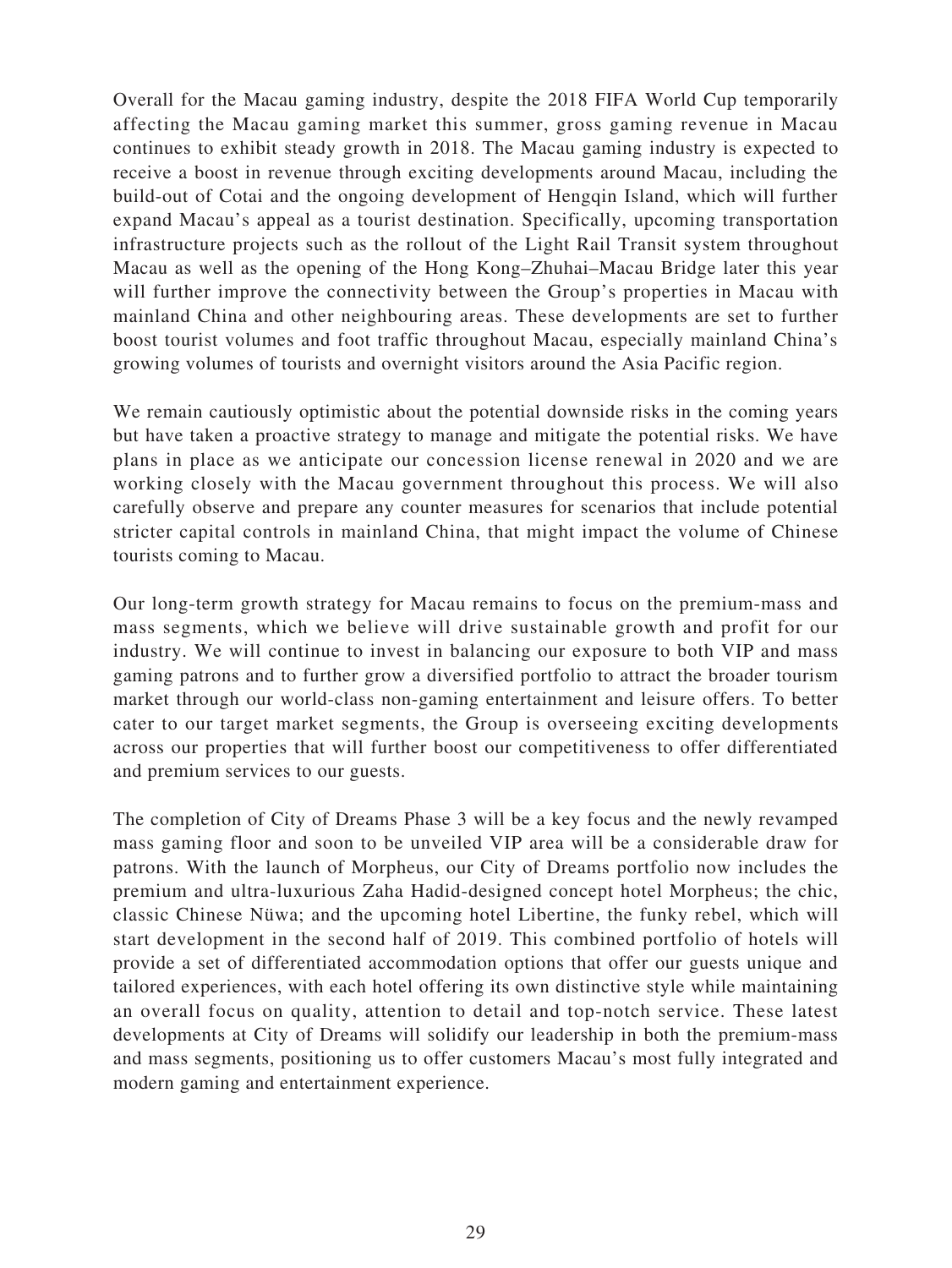Overall for the Macau gaming industry, despite the 2018 FIFA World Cup temporarily affecting the Macau gaming market this summer, gross gaming revenue in Macau continues to exhibit steady growth in 2018. The Macau gaming industry is expected to receive a boost in revenue through exciting developments around Macau, including the build-out of Cotai and the ongoing development of Hengqin Island, which will further expand Macau's appeal as a tourist destination. Specifically, upcoming transportation infrastructure projects such as the rollout of the Light Rail Transit system throughout Macau as well as the opening of the Hong Kong–Zhuhai–Macau Bridge later this year will further improve the connectivity between the Group's properties in Macau with mainland China and other neighbouring areas. These developments are set to further boost tourist volumes and foot traffic throughout Macau, especially mainland China's growing volumes of tourists and overnight visitors around the Asia Pacific region.

We remain cautiously optimistic about the potential downside risks in the coming years but have taken a proactive strategy to manage and mitigate the potential risks. We have plans in place as we anticipate our concession license renewal in 2020 and we are working closely with the Macau government throughout this process. We will also carefully observe and prepare any counter measures for scenarios that include potential stricter capital controls in mainland China, that might impact the volume of Chinese tourists coming to Macau.

Our long-term growth strategy for Macau remains to focus on the premium-mass and mass segments, which we believe will drive sustainable growth and profit for our industry. We will continue to invest in balancing our exposure to both VIP and mass gaming patrons and to further grow a diversified portfolio to attract the broader tourism market through our world-class non-gaming entertainment and leisure offers. To better cater to our target market segments, the Group is overseeing exciting developments across our properties that will further boost our competitiveness to offer differentiated and premium services to our guests.

The completion of City of Dreams Phase 3 will be a key focus and the newly revamped mass gaming floor and soon to be unveiled VIP area will be a considerable draw for patrons. With the launch of Morpheus, our City of Dreams portfolio now includes the premium and ultra-luxurious Zaha Hadid-designed concept hotel Morpheus; the chic, classic Chinese Nüwa; and the upcoming hotel Libertine, the funky rebel, which will start development in the second half of 2019. This combined portfolio of hotels will provide a set of differentiated accommodation options that offer our guests unique and tailored experiences, with each hotel offering its own distinctive style while maintaining an overall focus on quality, attention to detail and top-notch service. These latest developments at City of Dreams will solidify our leadership in both the premium-mass and mass segments, positioning us to offer customers Macau's most fully integrated and modern gaming and entertainment experience.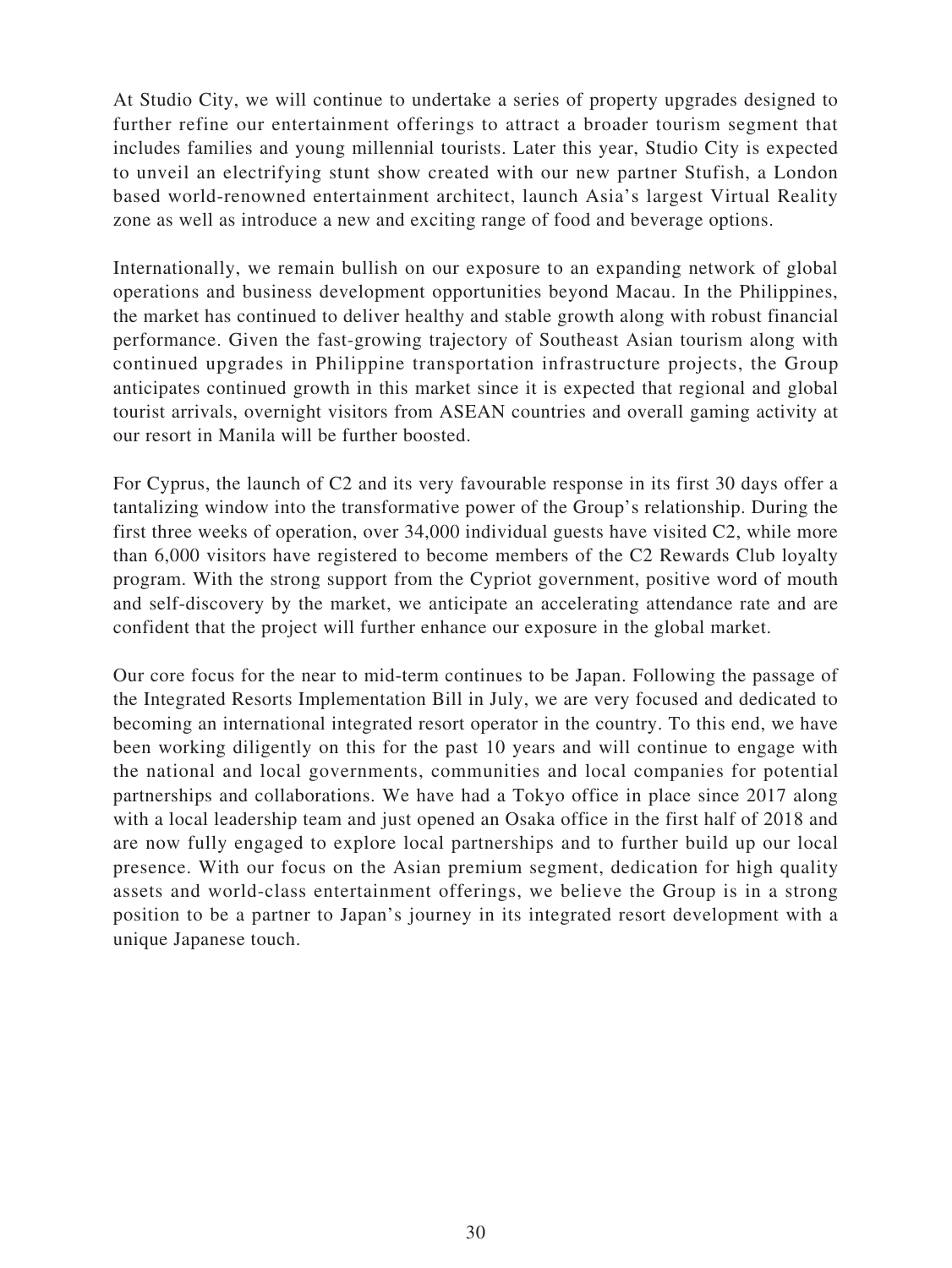At Studio City, we will continue to undertake a series of property upgrades designed to further refine our entertainment offerings to attract a broader tourism segment that includes families and young millennial tourists. Later this year, Studio City is expected to unveil an electrifying stunt show created with our new partner Stufish, a London based world-renowned entertainment architect, launch Asia's largest Virtual Reality zone as well as introduce a new and exciting range of food and beverage options.

Internationally, we remain bullish on our exposure to an expanding network of global operations and business development opportunities beyond Macau. In the Philippines, the market has continued to deliver healthy and stable growth along with robust financial performance. Given the fast-growing trajectory of Southeast Asian tourism along with continued upgrades in Philippine transportation infrastructure projects, the Group anticipates continued growth in this market since it is expected that regional and global tourist arrivals, overnight visitors from ASEAN countries and overall gaming activity at our resort in Manila will be further boosted.

For Cyprus, the launch of C2 and its very favourable response in its first 30 days offer a tantalizing window into the transformative power of the Group's relationship. During the first three weeks of operation, over 34,000 individual guests have visited C2, while more than 6,000 visitors have registered to become members of the C2 Rewards Club loyalty program. With the strong support from the Cypriot government, positive word of mouth and self-discovery by the market, we anticipate an accelerating attendance rate and are confident that the project will further enhance our exposure in the global market.

Our core focus for the near to mid-term continues to be Japan. Following the passage of the Integrated Resorts Implementation Bill in July, we are very focused and dedicated to becoming an international integrated resort operator in the country. To this end, we have been working diligently on this for the past 10 years and will continue to engage with the national and local governments, communities and local companies for potential partnerships and collaborations. We have had a Tokyo office in place since 2017 along with a local leadership team and just opened an Osaka office in the first half of 2018 and are now fully engaged to explore local partnerships and to further build up our local presence. With our focus on the Asian premium segment, dedication for high quality assets and world-class entertainment offerings, we believe the Group is in a strong position to be a partner to Japan's journey in its integrated resort development with a unique Japanese touch.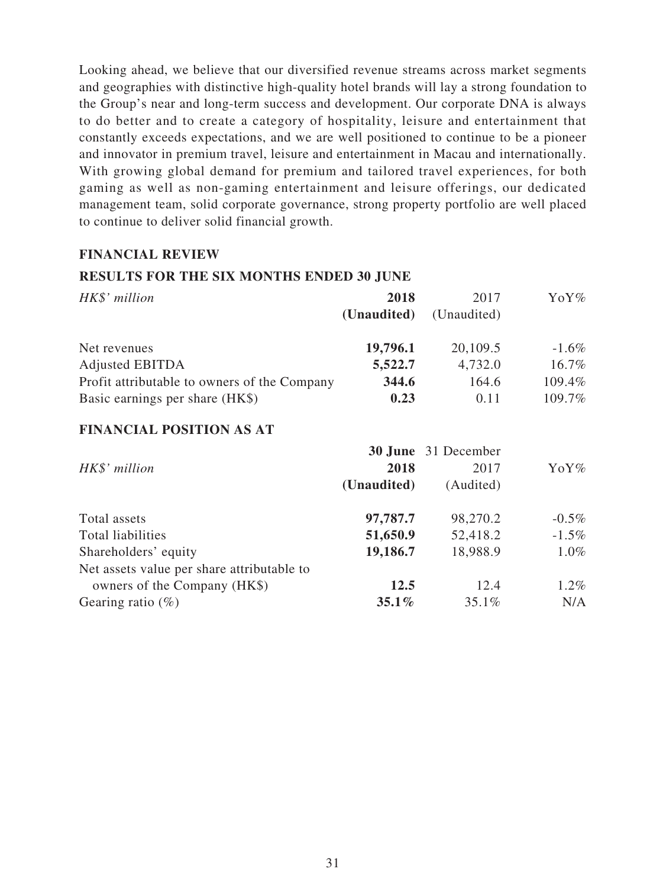Looking ahead, we believe that our diversified revenue streams across market segments and geographies with distinctive high-quality hotel brands will lay a strong foundation to the Group's near and long-term success and development. Our corporate DNA is always to do better and to create a category of hospitality, leisure and entertainment that constantly exceeds expectations, and we are well positioned to continue to be a pioneer and innovator in premium travel, leisure and entertainment in Macau and internationally. With growing global demand for premium and tailored travel experiences, for both gaming as well as non-gaming entertainment and leisure offerings, our dedicated management team, solid corporate governance, strong property portfolio are well placed to continue to deliver solid financial growth.

## FINANCIAL REVIEW

### RESULTS FOR THE SIX MONTHS ENDED 30 JUNE

| *HK$' million* | **2018** | 2017 | YoY% |
|---|---|---|---|
| | **(Unaudited)** | (Unaudited) | |
| Net revenues | **19,796.1** | 20,109.5 | -1.6% |
| Adjusted EBITDA | **5,522.7** | 4,732.0 | 16.7% |
| Profit attributable to owners of the Company | **344.6** | 164.6 | 109.4% |
| Basic earnings per share (HK$) | **0.23** | 0.11 | 109.7% |

### FINANCIAL POSITION AS AT

| *HK$' million* | **30 June 2018** | 31 December 2017 | YoY% |
|---|---|---|---|
| | **(Unaudited)** | (Audited) | |
| Total assets | **97,787.7** | 98,270.2 | -0.5% |
| Total liabilities | **51,650.9** | 52,418.2 | -1.5% |
| Shareholders' equity | **19,186.7** | 18,988.9 | 1.0% |
| Net assets value per share attributable to owners of the Company (HK$) | **12.5** | 12.4 | 1.2% |
| Gearing ratio (%) | **35.1%** | 35.1% | N/A |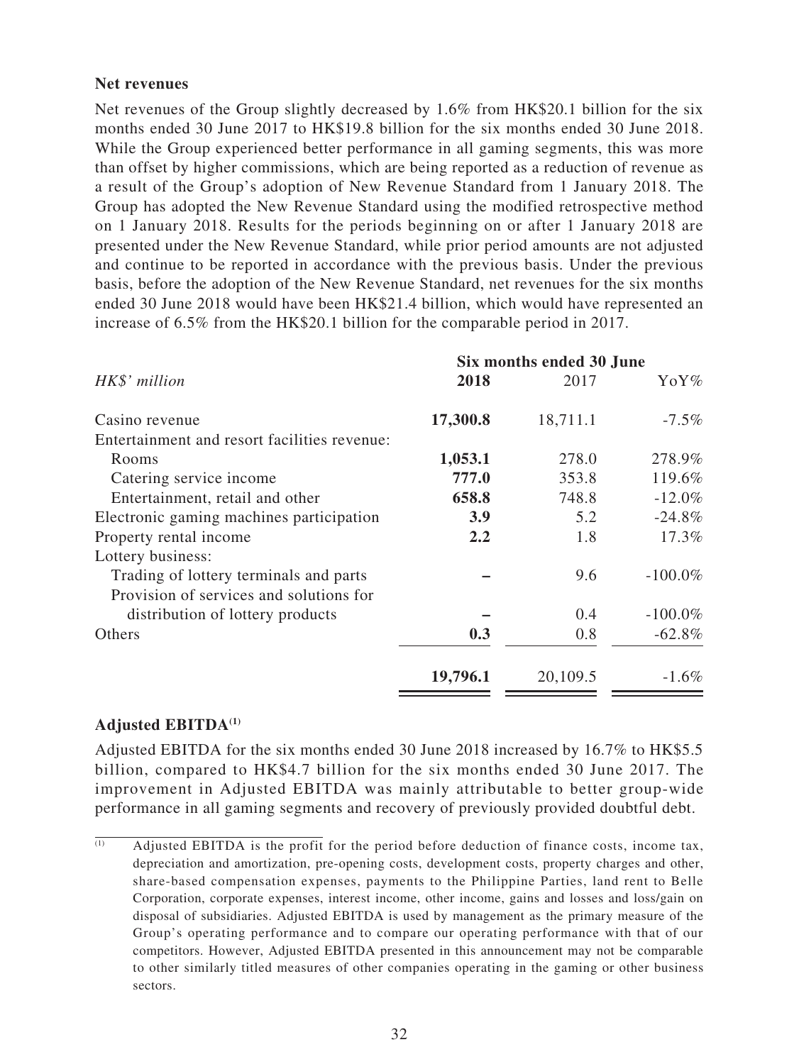**Net revenues**

Net revenues of the Group slightly decreased by 1.6% from HK$20.1 billion for the six months ended 30 June 2017 to HK$19.8 billion for the six months ended 30 June 2018. While the Group experienced better performance in all gaming segments, this was more than offset by higher commissions, which are being reported as a reduction of revenue as a result of the Group's adoption of New Revenue Standard from 1 January 2018. The Group has adopted the New Revenue Standard using the modified retrospective method on 1 January 2018. Results for the periods beginning on or after 1 January 2018 are presented under the New Revenue Standard, while prior period amounts are not adjusted and continue to be reported in accordance with the previous basis. Under the previous basis, before the adoption of the New Revenue Standard, net revenues for the six months ended 30 June 2018 would have been HK$21.4 billion, which would have represented an increase of 6.5% from the HK$20.1 billion for the comparable period in 2017.

| | **Six months ended 30 June** | | |
|---|---|---|---|
| *HK$' million* | **2018** | 2017 | YoY% |
| Casino revenue | **17,300.8** | 18,711.1 | -7.5% |
| Entertainment and resort facilities revenue: | | | |
| Rooms | **1,053.1** | 278.0 | 278.9% |
| Catering service income | **777.0** | 353.8 | 119.6% |
| Entertainment, retail and other | **658.8** | 748.8 | -12.0% |
| Electronic gaming machines participation | **3.9** | 5.2 | -24.8% |
| Property rental income | **2.2** | 1.8 | 17.3% |
| Lottery business: | | | |
| Trading of lottery terminals and parts | **–** | 9.6 | -100.0% |
| Provision of services and solutions for distribution of lottery products | **–** | 0.4 | -100.0% |
| Others | **0.3** | 0.8 | -62.8% |
| | **19,796.1** | 20,109.5 | -1.6% |

**Adjusted EBITDA[1]**

Adjusted EBITDA for the six months ended 30 June 2018 increased by 16.7% to HK$5.5 billion, compared to HK$4.7 billion for the six months ended 30 June 2017. The improvement in Adjusted EBITDA was mainly attributable to better group-wide performance in all gaming segments and recovery of previously provided doubtful debt.

(1) Adjusted EBITDA is the profit for the period before deduction of finance costs, income tax, depreciation and amortization, pre-opening costs, development costs, property charges and other, share-based compensation expenses, payments to the Philippine Parties, land rent to Belle Corporation, corporate expenses, interest income, other income, gains and losses and loss/gain on disposal of subsidiaries. Adjusted EBITDA is used by management as the primary measure of the Group's operating performance and to compare our operating performance with that of our competitors. However, Adjusted EBITDA presented in this announcement may not be comparable to other similarly titled measures of other companies operating in the gaming or other business sectors.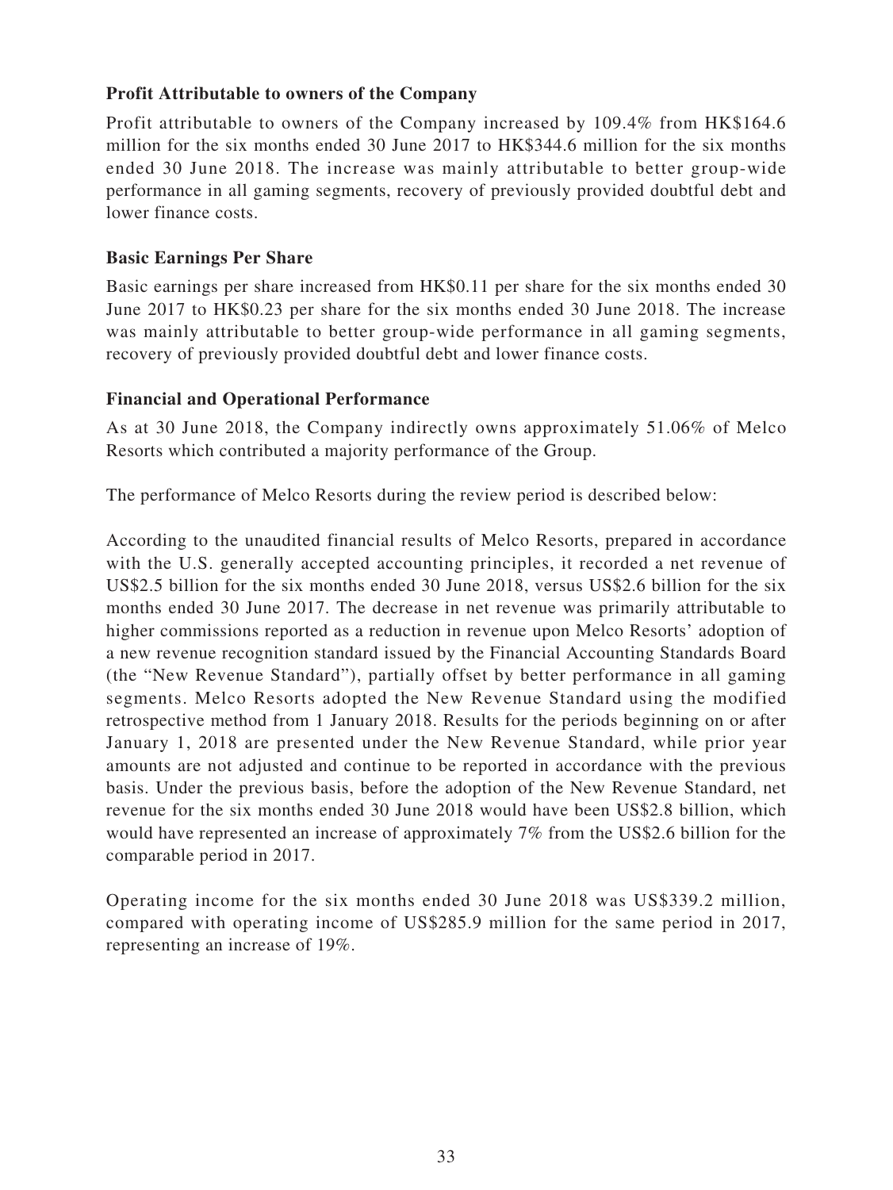### Profit Attributable to owners of the Company

Profit attributable to owners of the Company increased by 109.4% from HK$164.6 million for the six months ended 30 June 2017 to HK$344.6 million for the six months ended 30 June 2018. The increase was mainly attributable to better group-wide performance in all gaming segments, recovery of previously provided doubtful debt and lower finance costs.

### Basic Earnings Per Share

Basic earnings per share increased from HK$0.11 per share for the six months ended 30 June 2017 to HK$0.23 per share for the six months ended 30 June 2018. The increase was mainly attributable to better group-wide performance in all gaming segments, recovery of previously provided doubtful debt and lower finance costs.

### Financial and Operational Performance

As at 30 June 2018, the Company indirectly owns approximately 51.06% of Melco Resorts which contributed a majority performance of the Group.

The performance of Melco Resorts during the review period is described below:

According to the unaudited financial results of Melco Resorts, prepared in accordance with the U.S. generally accepted accounting principles, it recorded a net revenue of US$2.5 billion for the six months ended 30 June 2018, versus US$2.6 billion for the six months ended 30 June 2017. The decrease in net revenue was primarily attributable to higher commissions reported as a reduction in revenue upon Melco Resorts' adoption of a new revenue recognition standard issued by the Financial Accounting Standards Board (the "New Revenue Standard"), partially offset by better performance in all gaming segments. Melco Resorts adopted the New Revenue Standard using the modified retrospective method from 1 January 2018. Results for the periods beginning on or after January 1, 2018 are presented under the New Revenue Standard, while prior year amounts are not adjusted and continue to be reported in accordance with the previous basis. Under the previous basis, before the adoption of the New Revenue Standard, net revenue for the six months ended 30 June 2018 would have been US$2.8 billion, which would have represented an increase of approximately 7% from the US$2.6 billion for the comparable period in 2017.

Operating income for the six months ended 30 June 2018 was US$339.2 million, compared with operating income of US$285.9 million for the same period in 2017, representing an increase of 19%.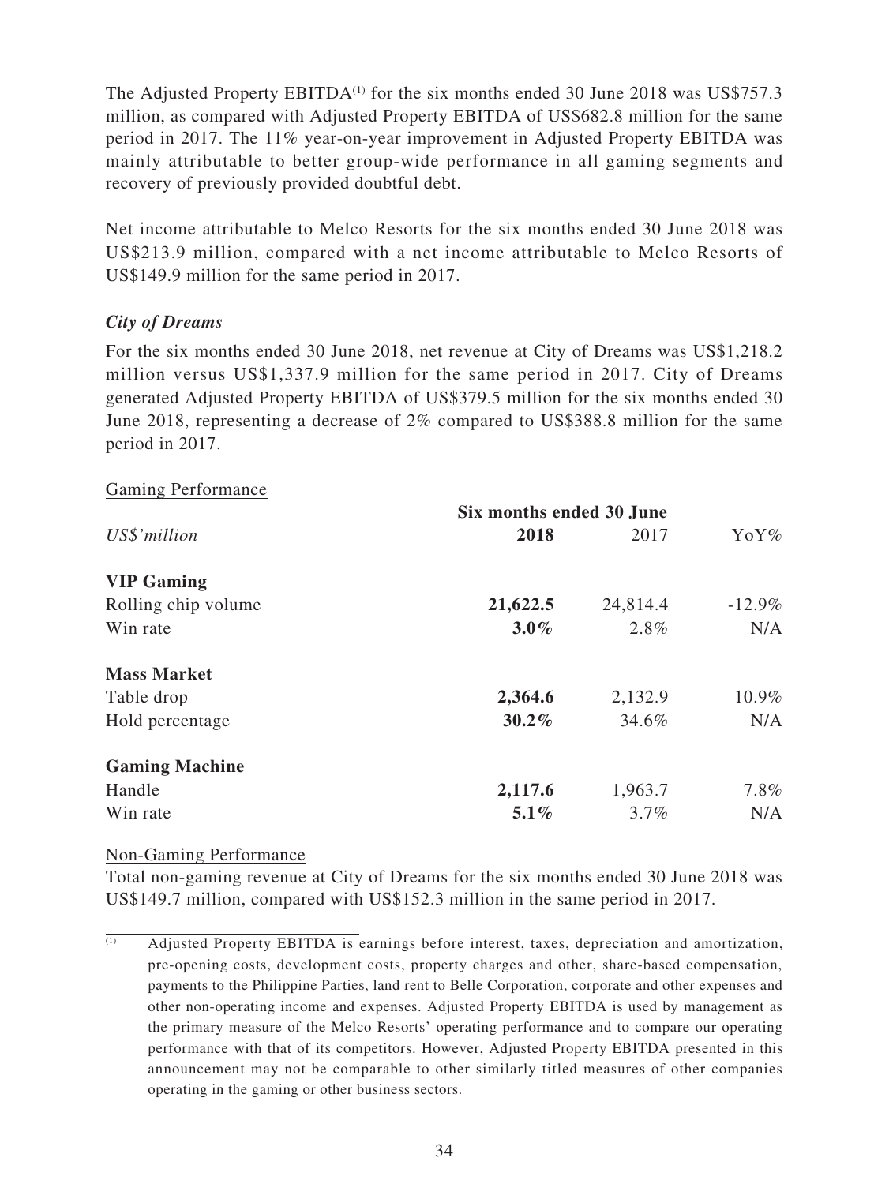The Adjusted Property EBITDA[1] for the six months ended 30 June 2018 was US$757.3 million, as compared with Adjusted Property EBITDA of US$682.8 million for the same period in 2017. The 11% year-on-year improvement in Adjusted Property EBITDA was mainly attributable to better group-wide performance in all gaming segments and recovery of previously provided doubtful debt.

Net income attributable to Melco Resorts for the six months ended 30 June 2018 was US$213.9 million, compared with a net income attributable to Melco Resorts of US$149.9 million for the same period in 2017.

### *City of Dreams*

For the six months ended 30 June 2018, net revenue at City of Dreams was US$1,218.2 million versus US$1,337.9 million for the same period in 2017. City of Dreams generated Adjusted Property EBITDA of US$379.5 million for the six months ended 30 June 2018, representing a decrease of 2% compared to US$388.8 million for the same period in 2017.

Gaming Performance

| | Six months ended 30 June | | |
|---|---|---|---|
| *US$'million* | **2018** | 2017 | YoY% |
| **VIP Gaming** | | | |
| Rolling chip volume | **21,622.5** | 24,814.4 | -12.9% |
| Win rate | **3.0%** | 2.8% | N/A |
| **Mass Market** | | | |
| Table drop | **2,364.6** | 2,132.9 | 10.9% |
| Hold percentage | **30.2%** | 34.6% | N/A |
| **Gaming Machine** | | | |
| Handle | **2,117.6** | 1,963.7 | 7.8% |
| Win rate | **5.1%** | 3.7% | N/A |

Non-Gaming Performance

Total non-gaming revenue at City of Dreams for the six months ended 30 June 2018 was US$149.7 million, compared with US$152.3 million in the same period in 2017.

(1) Adjusted Property EBITDA is earnings before interest, taxes, depreciation and amortization, pre-opening costs, development costs, property charges and other, share-based compensation, payments to the Philippine Parties, land rent to Belle Corporation, corporate and other expenses and other non-operating income and expenses. Adjusted Property EBITDA is used by management as the primary measure of the Melco Resorts' operating performance and to compare our operating performance with that of its competitors. However, Adjusted Property EBITDA presented in this announcement may not be comparable to other similarly titled measures of other companies operating in the gaming or other business sectors.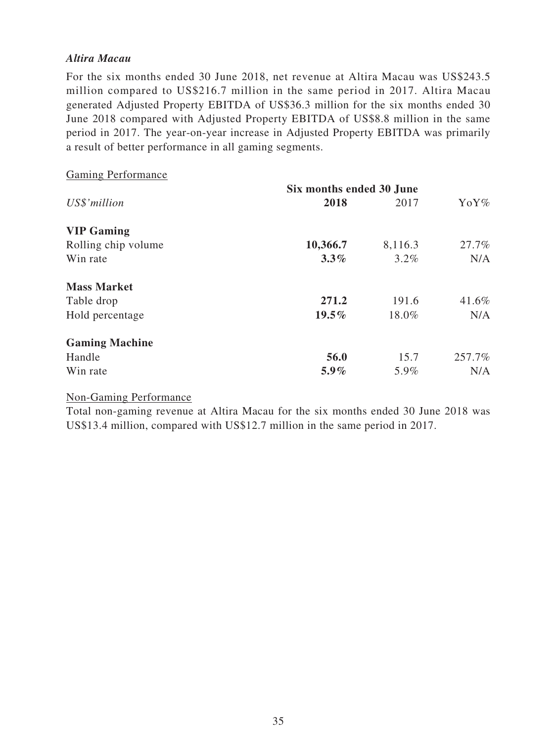***Altira Macau***

For the six months ended 30 June 2018, net revenue at Altira Macau was US$243.5 million compared to US$216.7 million in the same period in 2017. Altira Macau generated Adjusted Property EBITDA of US$36.3 million for the six months ended 30 June 2018 compared with Adjusted Property EBITDA of US$8.8 million in the same period in 2017. The year-on-year increase in Adjusted Property EBITDA was primarily a result of better performance in all gaming segments.

Gaming Performance

| | Six months ended 30 June | | |
|---|---|---|---|
| *US$'million* | **2018** | 2017 | YoY% |
| **VIP Gaming** | | | |
| Rolling chip volume | **10,366.7** | 8,116.3 | 27.7% |
| Win rate | **3.3%** | 3.2% | N/A |
| **Mass Market** | | | |
| Table drop | **271.2** | 191.6 | 41.6% |
| Hold percentage | **19.5%** | 18.0% | N/A |
| **Gaming Machine** | | | |
| Handle | **56.0** | 15.7 | 257.7% |
| Win rate | **5.9%** | 5.9% | N/A |

Non-Gaming Performance

Total non-gaming revenue at Altira Macau for the six months ended 30 June 2018 was US$13.4 million, compared with US$12.7 million in the same period in 2017.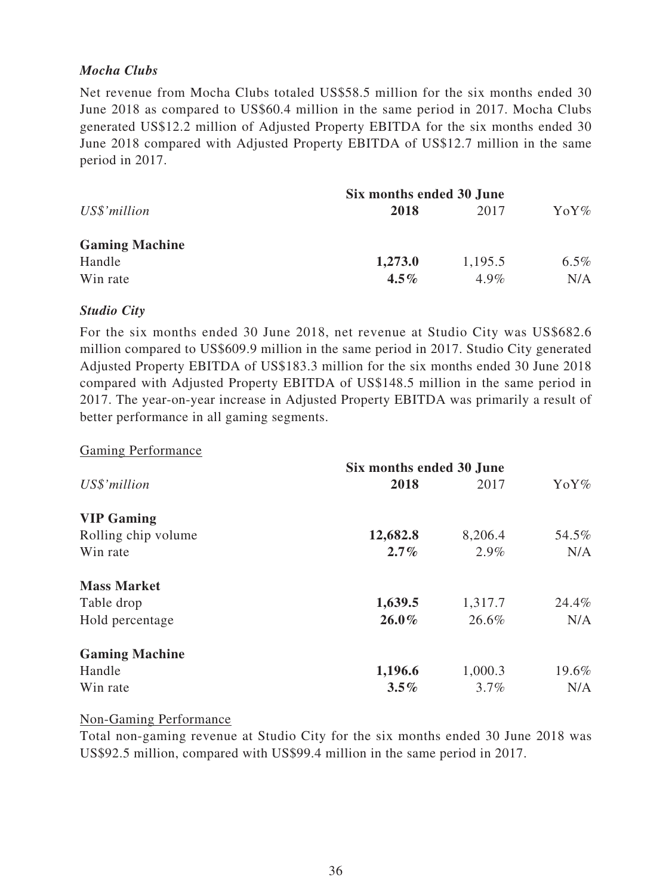*Mocha Clubs*

Net revenue from Mocha Clubs totaled US$58.5 million for the six months ended 30 June 2018 as compared to US$60.4 million in the same period in 2017. Mocha Clubs generated US$12.2 million of Adjusted Property EBITDA for the six months ended 30 June 2018 compared with Adjusted Property EBITDA of US$12.7 million in the same period in 2017.

| | Six months ended 30 June | | |
|---|---|---|---|
| *US$'million* | **2018** | 2017 | YoY% |
| **Gaming Machine** | | | |
| Handle | **1,273.0** | 1,195.5 | 6.5% |
| Win rate | **4.5%** | 4.9% | N/A |

*Studio City*

For the six months ended 30 June 2018, net revenue at Studio City was US$682.6 million compared to US$609.9 million in the same period in 2017. Studio City generated Adjusted Property EBITDA of US$183.3 million for the six months ended 30 June 2018 compared with Adjusted Property EBITDA of US$148.5 million in the same period in 2017. The year-on-year increase in Adjusted Property EBITDA was primarily a result of better performance in all gaming segments.

Gaming Performance

| | Six months ended 30 June | | |
|---|---|---|---|
| *US$'million* | **2018** | 2017 | YoY% |
| **VIP Gaming** | | | |
| Rolling chip volume | **12,682.8** | 8,206.4 | 54.5% |
| Win rate | **2.7%** | 2.9% | N/A |
| **Mass Market** | | | |
| Table drop | **1,639.5** | 1,317.7 | 24.4% |
| Hold percentage | **26.0%** | 26.6% | N/A |
| **Gaming Machine** | | | |
| Handle | **1,196.6** | 1,000.3 | 19.6% |
| Win rate | **3.5%** | 3.7% | N/A |

Non-Gaming Performance

Total non-gaming revenue at Studio City for the six months ended 30 June 2018 was US$92.5 million, compared with US$99.4 million in the same period in 2017.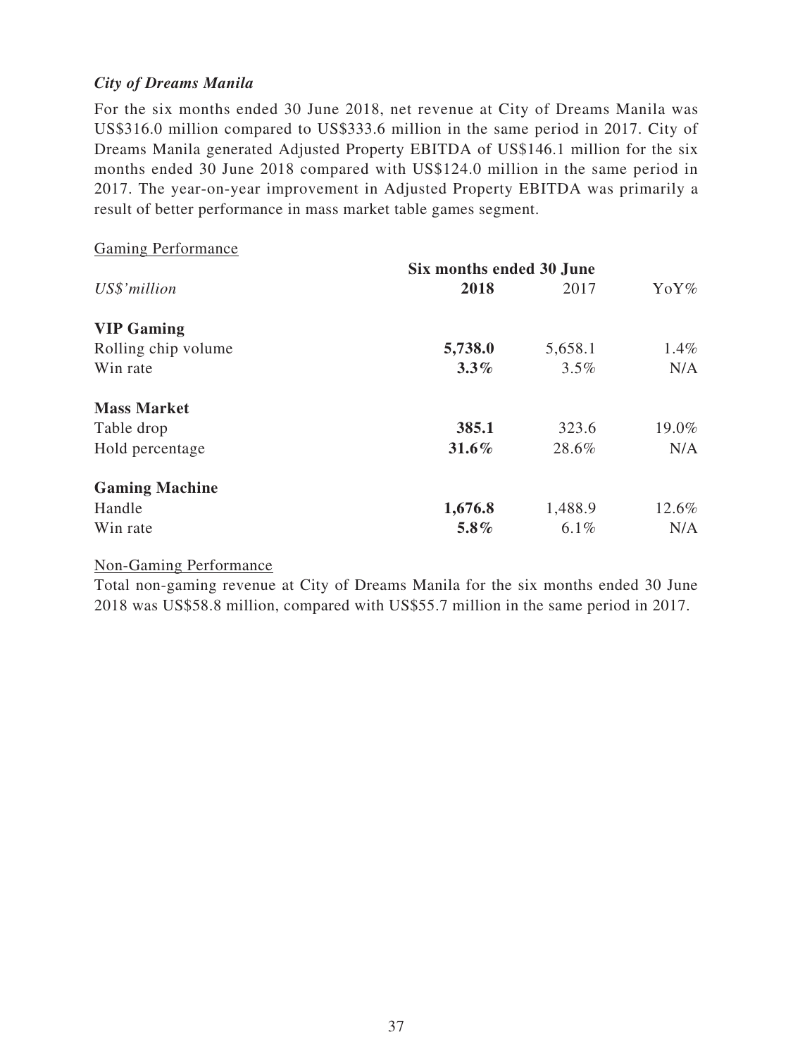*City of Dreams Manila*

For the six months ended 30 June 2018, net revenue at City of Dreams Manila was US$316.0 million compared to US$333.6 million in the same period in 2017. City of Dreams Manila generated Adjusted Property EBITDA of US$146.1 million for the six months ended 30 June 2018 compared with US$124.0 million in the same period in 2017. The year-on-year improvement in Adjusted Property EBITDA was primarily a result of better performance in mass market table games segment.

Gaming Performance

| | Six months ended 30 June | | |
|---|---|---|---|
| *US$'million* | **2018** | 2017 | YoY% |
| **VIP Gaming** | | | |
| Rolling chip volume | **5,738.0** | 5,658.1 | 1.4% |
| Win rate | **3.3%** | 3.5% | N/A |
| **Mass Market** | | | |
| Table drop | **385.1** | 323.6 | 19.0% |
| Hold percentage | **31.6%** | 28.6% | N/A |
| **Gaming Machine** | | | |
| Handle | **1,676.8** | 1,488.9 | 12.6% |
| Win rate | **5.8%** | 6.1% | N/A |

Non-Gaming Performance

Total non-gaming revenue at City of Dreams Manila for the six months ended 30 June 2018 was US$58.8 million, compared with US$55.7 million in the same period in 2017.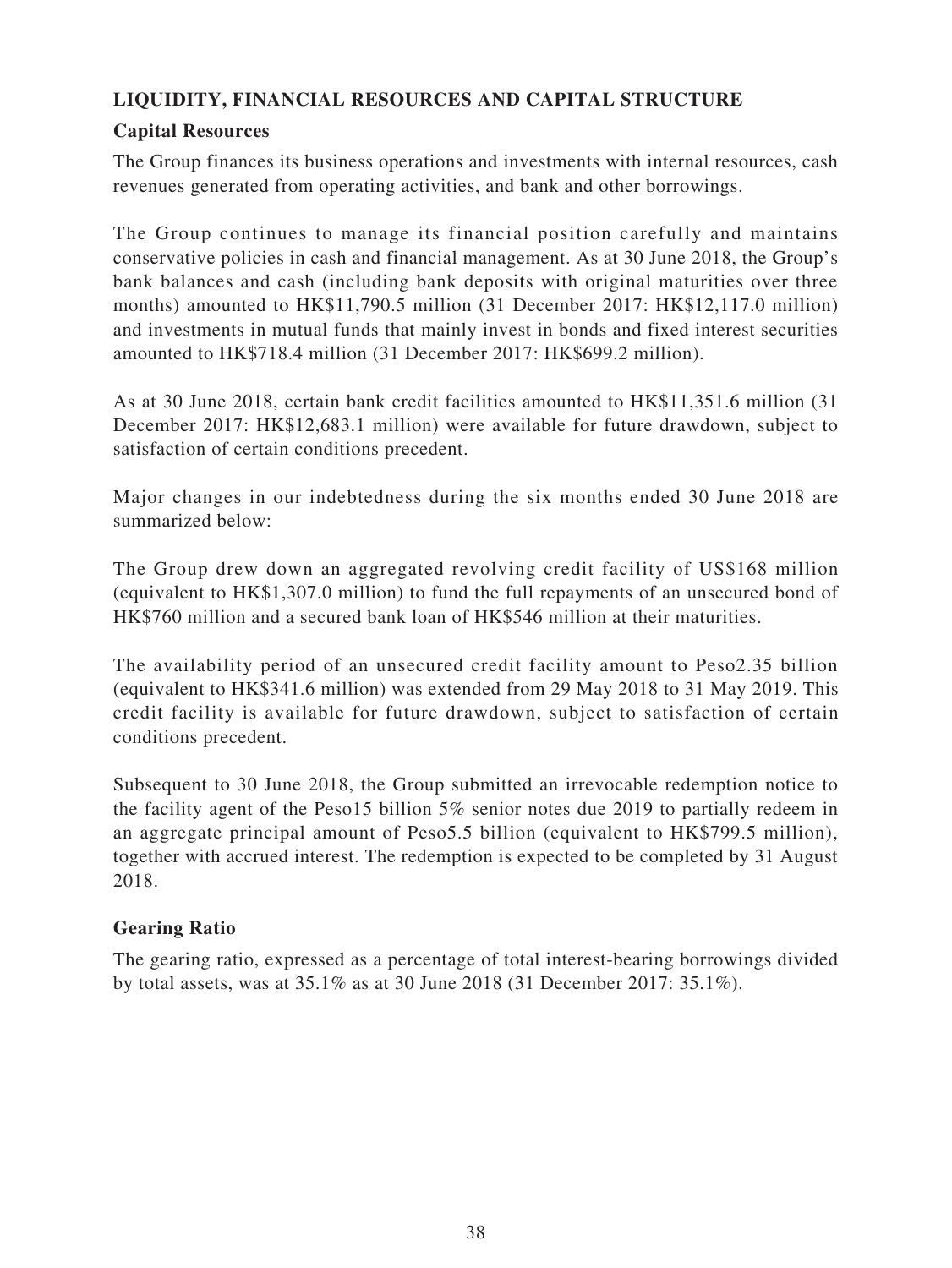## LIQUIDITY, FINANCIAL RESOURCES AND CAPITAL STRUCTURE

### Capital Resources

The Group finances its business operations and investments with internal resources, cash revenues generated from operating activities, and bank and other borrowings.

The Group continues to manage its financial position carefully and maintains conservative policies in cash and financial management. As at 30 June 2018, the Group's bank balances and cash (including bank deposits with original maturities over three months) amounted to HK$11,790.5 million (31 December 2017: HK$12,117.0 million) and investments in mutual funds that mainly invest in bonds and fixed interest securities amounted to HK$718.4 million (31 December 2017: HK$699.2 million).

As at 30 June 2018, certain bank credit facilities amounted to HK$11,351.6 million (31 December 2017: HK$12,683.1 million) were available for future drawdown, subject to satisfaction of certain conditions precedent.

Major changes in our indebtedness during the six months ended 30 June 2018 are summarized below:

The Group drew down an aggregated revolving credit facility of US$168 million (equivalent to HK$1,307.0 million) to fund the full repayments of an unsecured bond of HK$760 million and a secured bank loan of HK$546 million at their maturities.

The availability period of an unsecured credit facility amount to Peso2.35 billion (equivalent to HK$341.6 million) was extended from 29 May 2018 to 31 May 2019. This credit facility is available for future drawdown, subject to satisfaction of certain conditions precedent.

Subsequent to 30 June 2018, the Group submitted an irrevocable redemption notice to the facility agent of the Peso15 billion 5% senior notes due 2019 to partially redeem in an aggregate principal amount of Peso5.5 billion (equivalent to HK$799.5 million), together with accrued interest. The redemption is expected to be completed by 31 August 2018.

### Gearing Ratio

The gearing ratio, expressed as a percentage of total interest-bearing borrowings divided by total assets, was at 35.1% as at 30 June 2018 (31 December 2017: 35.1%).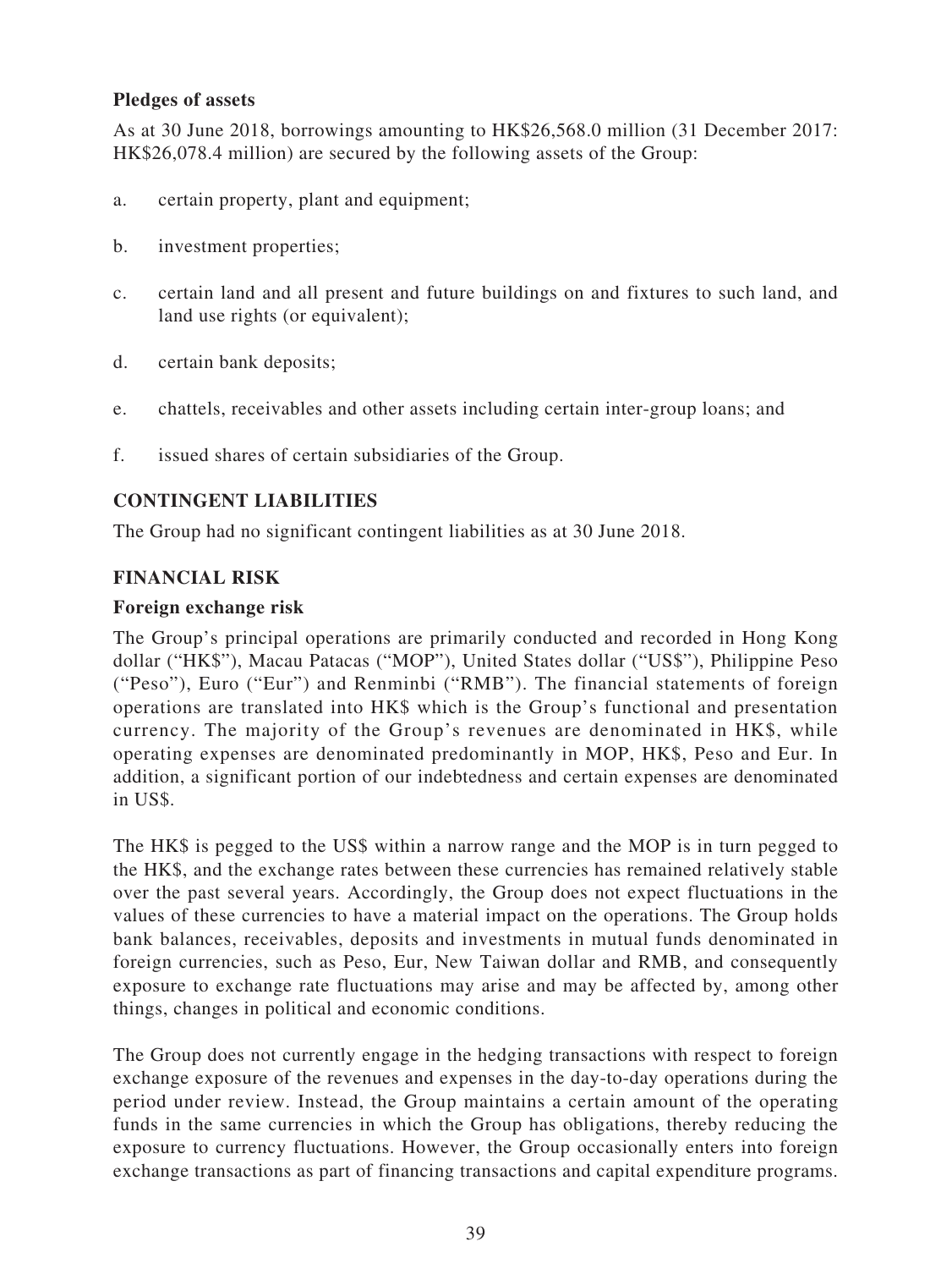**Pledges of assets**

As at 30 June 2018, borrowings amounting to HK$26,568.0 million (31 December 2017: HK$26,078.4 million) are secured by the following assets of the Group:

a. certain property, plant and equipment;

b. investment properties;

c. certain land and all present and future buildings on and fixtures to such land, and land use rights (or equivalent);

d. certain bank deposits;

e. chattels, receivables and other assets including certain inter-group loans; and

f. issued shares of certain subsidiaries of the Group.

## CONTINGENT LIABILITIES

The Group had no significant contingent liabilities as at 30 June 2018.

## FINANCIAL RISK

**Foreign exchange risk**

The Group's principal operations are primarily conducted and recorded in Hong Kong dollar ("HK$"), Macau Patacas ("MOP"), United States dollar ("US$"), Philippine Peso ("Peso"), Euro ("Eur") and Renminbi ("RMB"). The financial statements of foreign operations are translated into HK$ which is the Group's functional and presentation currency. The majority of the Group's revenues are denominated in HK$, while operating expenses are denominated predominantly in MOP, HK$, Peso and Eur. In addition, a significant portion of our indebtedness and certain expenses are denominated in US$.

The HK$ is pegged to the US$ within a narrow range and the MOP is in turn pegged to the HK$, and the exchange rates between these currencies has remained relatively stable over the past several years. Accordingly, the Group does not expect fluctuations in the values of these currencies to have a material impact on the operations. The Group holds bank balances, receivables, deposits and investments in mutual funds denominated in foreign currencies, such as Peso, Eur, New Taiwan dollar and RMB, and consequently exposure to exchange rate fluctuations may arise and may be affected by, among other things, changes in political and economic conditions.

The Group does not currently engage in the hedging transactions with respect to foreign exchange exposure of the revenues and expenses in the day-to-day operations during the period under review. Instead, the Group maintains a certain amount of the operating funds in the same currencies in which the Group has obligations, thereby reducing the exposure to currency fluctuations. However, the Group occasionally enters into foreign exchange transactions as part of financing transactions and capital expenditure programs.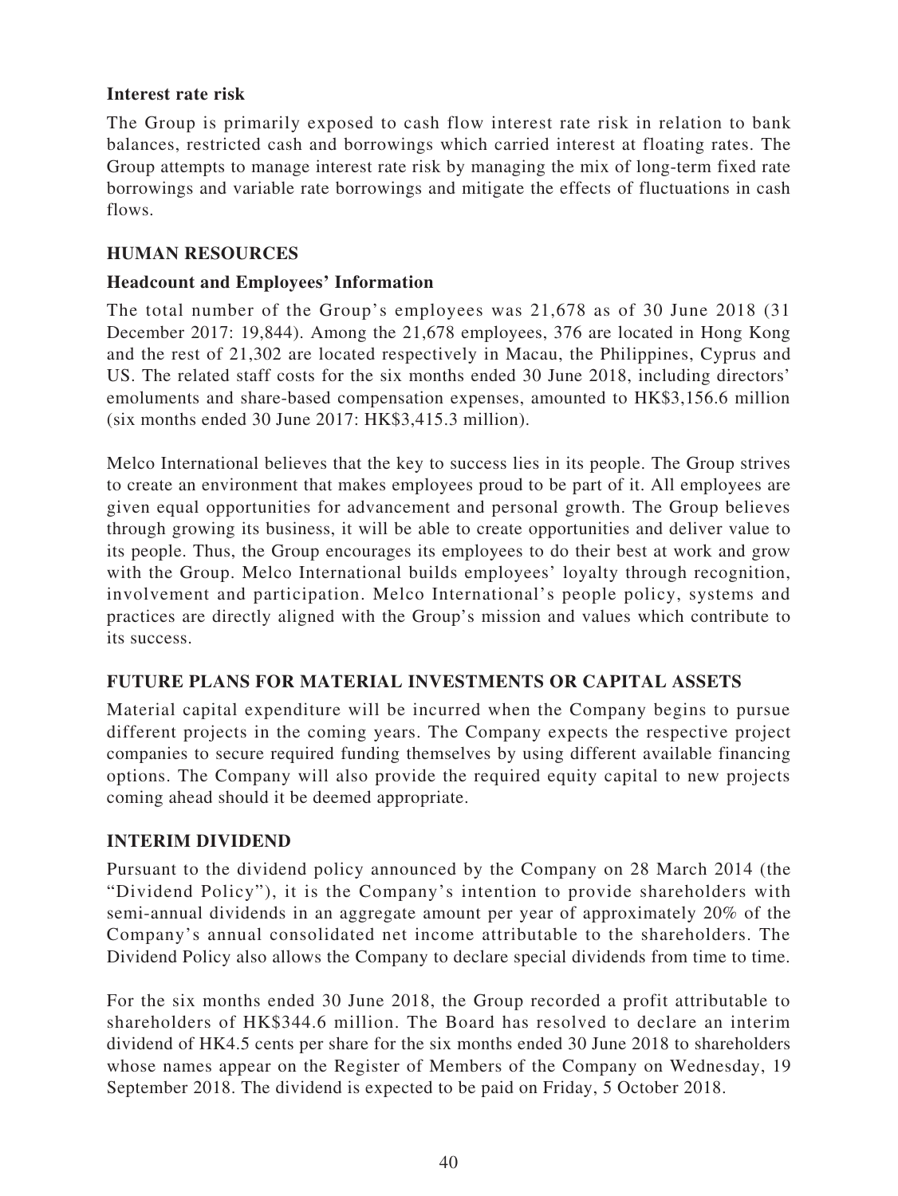### Interest rate risk

The Group is primarily exposed to cash flow interest rate risk in relation to bank balances, restricted cash and borrowings which carried interest at floating rates. The Group attempts to manage interest rate risk by managing the mix of long-term fixed rate borrowings and variable rate borrowings and mitigate the effects of fluctuations in cash flows.

## HUMAN RESOURCES

### Headcount and Employees' Information

The total number of the Group's employees was 21,678 as of 30 June 2018 (31 December 2017: 19,844). Among the 21,678 employees, 376 are located in Hong Kong and the rest of 21,302 are located respectively in Macau, the Philippines, Cyprus and US. The related staff costs for the six months ended 30 June 2018, including directors' emoluments and share-based compensation expenses, amounted to HK$3,156.6 million (six months ended 30 June 2017: HK$3,415.3 million).

Melco International believes that the key to success lies in its people. The Group strives to create an environment that makes employees proud to be part of it. All employees are given equal opportunities for advancement and personal growth. The Group believes through growing its business, it will be able to create opportunities and deliver value to its people. Thus, the Group encourages its employees to do their best at work and grow with the Group. Melco International builds employees' loyalty through recognition, involvement and participation. Melco International's people policy, systems and practices are directly aligned with the Group's mission and values which contribute to its success.

## FUTURE PLANS FOR MATERIAL INVESTMENTS OR CAPITAL ASSETS

Material capital expenditure will be incurred when the Company begins to pursue different projects in the coming years. The Company expects the respective project companies to secure required funding themselves by using different available financing options. The Company will also provide the required equity capital to new projects coming ahead should it be deemed appropriate.

## INTERIM DIVIDEND

Pursuant to the dividend policy announced by the Company on 28 March 2014 (the "Dividend Policy"), it is the Company's intention to provide shareholders with semi-annual dividends in an aggregate amount per year of approximately 20% of the Company's annual consolidated net income attributable to the shareholders. The Dividend Policy also allows the Company to declare special dividends from time to time.

For the six months ended 30 June 2018, the Group recorded a profit attributable to shareholders of HK$344.6 million. The Board has resolved to declare an interim dividend of HK4.5 cents per share for the six months ended 30 June 2018 to shareholders whose names appear on the Register of Members of the Company on Wednesday, 19 September 2018. The dividend is expected to be paid on Friday, 5 October 2018.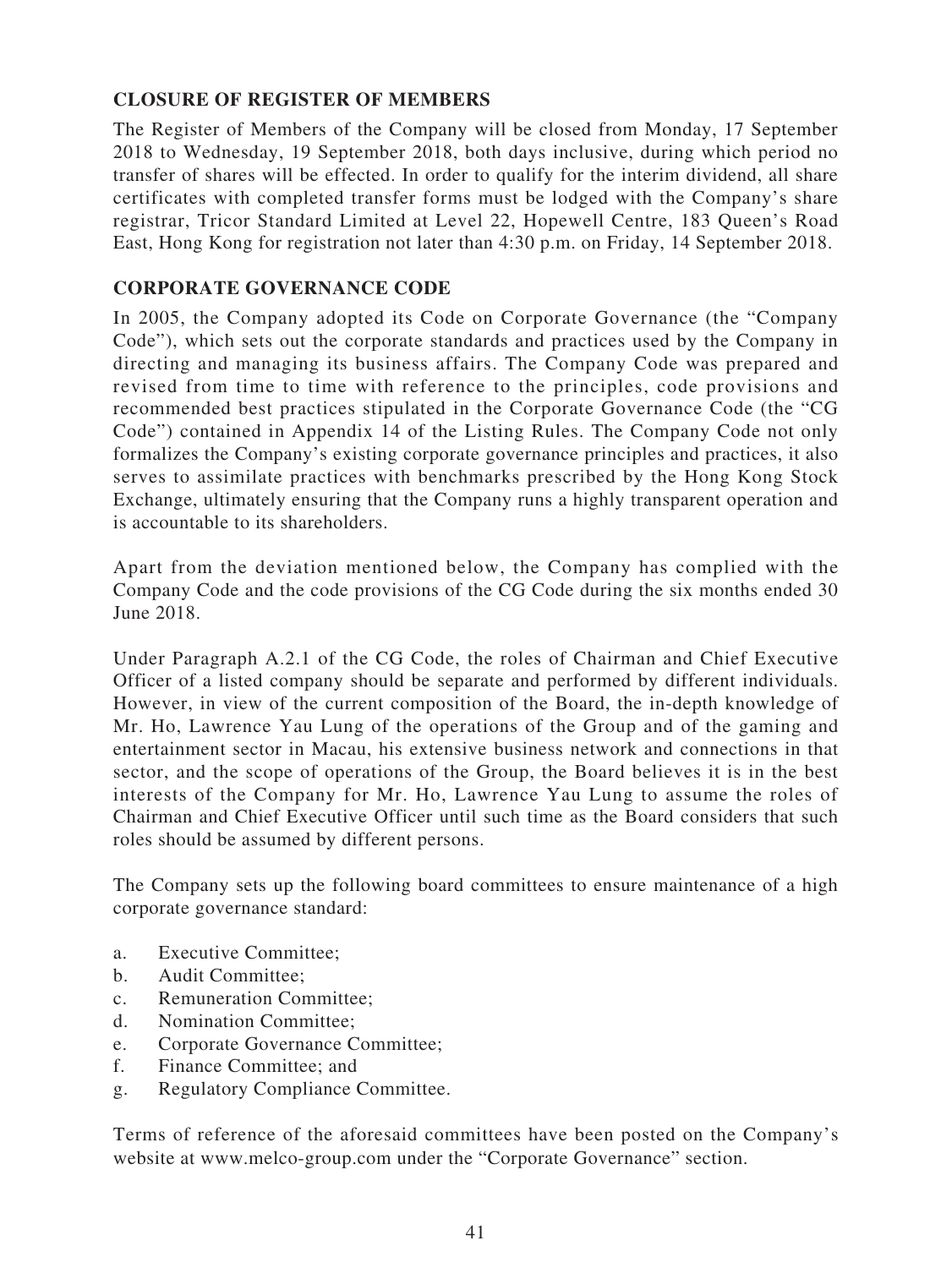## CLOSURE OF REGISTER OF MEMBERS

The Register of Members of the Company will be closed from Monday, 17 September 2018 to Wednesday, 19 September 2018, both days inclusive, during which period no transfer of shares will be effected. In order to qualify for the interim dividend, all share certificates with completed transfer forms must be lodged with the Company's share registrar, Tricor Standard Limited at Level 22, Hopewell Centre, 183 Queen's Road East, Hong Kong for registration not later than 4:30 p.m. on Friday, 14 September 2018.

## CORPORATE GOVERNANCE CODE

In 2005, the Company adopted its Code on Corporate Governance (the "Company Code"), which sets out the corporate standards and practices used by the Company in directing and managing its business affairs. The Company Code was prepared and revised from time to time with reference to the principles, code provisions and recommended best practices stipulated in the Corporate Governance Code (the "CG Code") contained in Appendix 14 of the Listing Rules. The Company Code not only formalizes the Company's existing corporate governance principles and practices, it also serves to assimilate practices with benchmarks prescribed by the Hong Kong Stock Exchange, ultimately ensuring that the Company runs a highly transparent operation and is accountable to its shareholders.

Apart from the deviation mentioned below, the Company has complied with the Company Code and the code provisions of the CG Code during the six months ended 30 June 2018.

Under Paragraph A.2.1 of the CG Code, the roles of Chairman and Chief Executive Officer of a listed company should be separate and performed by different individuals. However, in view of the current composition of the Board, the in-depth knowledge of Mr. Ho, Lawrence Yau Lung of the operations of the Group and of the gaming and entertainment sector in Macau, his extensive business network and connections in that sector, and the scope of operations of the Group, the Board believes it is in the best interests of the Company for Mr. Ho, Lawrence Yau Lung to assume the roles of Chairman and Chief Executive Officer until such time as the Board considers that such roles should be assumed by different persons.

The Company sets up the following board committees to ensure maintenance of a high corporate governance standard:

a. Executive Committee;
b. Audit Committee;
c. Remuneration Committee;
d. Nomination Committee;
e. Corporate Governance Committee;
f. Finance Committee; and
g. Regulatory Compliance Committee.

Terms of reference of the aforesaid committees have been posted on the Company's website at www.melco-group.com under the "Corporate Governance" section.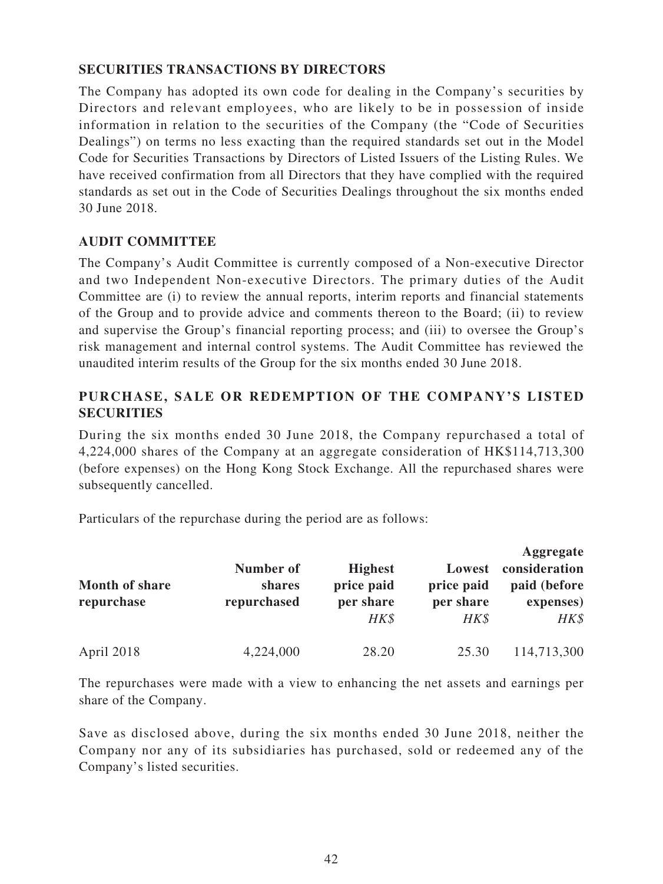## SECURITIES TRANSACTIONS BY DIRECTORS

The Company has adopted its own code for dealing in the Company's securities by Directors and relevant employees, who are likely to be in possession of inside information in relation to the securities of the Company (the "Code of Securities Dealings") on terms no less exacting than the required standards set out in the Model Code for Securities Transactions by Directors of Listed Issuers of the Listing Rules. We have received confirmation from all Directors that they have complied with the required standards as set out in the Code of Securities Dealings throughout the six months ended 30 June 2018.

## AUDIT COMMITTEE

The Company's Audit Committee is currently composed of a Non-executive Director and two Independent Non-executive Directors. The primary duties of the Audit Committee are (i) to review the annual reports, interim reports and financial statements of the Group and to provide advice and comments thereon to the Board; (ii) to review and supervise the Group's financial reporting process; and (iii) to oversee the Group's risk management and internal control systems. The Audit Committee has reviewed the unaudited interim results of the Group for the six months ended 30 June 2018.

## PURCHASE, SALE OR REDEMPTION OF THE COMPANY'S LISTED SECURITIES

During the six months ended 30 June 2018, the Company repurchased a total of 4,224,000 shares of the Company at an aggregate consideration of HK$114,713,300 (before expenses) on the Hong Kong Stock Exchange. All the repurchased shares were subsequently cancelled.

Particulars of the repurchase during the period are as follows:

| Month of share repurchase | Number of shares repurchased | Highest price paid per share | Lowest price paid per share | Aggregate consideration paid (before expenses) |
|---|---|---|---|---|
| | | *HK$* | *HK$* | *HK$* |
| April 2018 | 4,224,000 | 28.20 | 25.30 | 114,713,300 |

The repurchases were made with a view to enhancing the net assets and earnings per share of the Company.

Save as disclosed above, during the six months ended 30 June 2018, neither the Company nor any of its subsidiaries has purchased, sold or redeemed any of the Company's listed securities.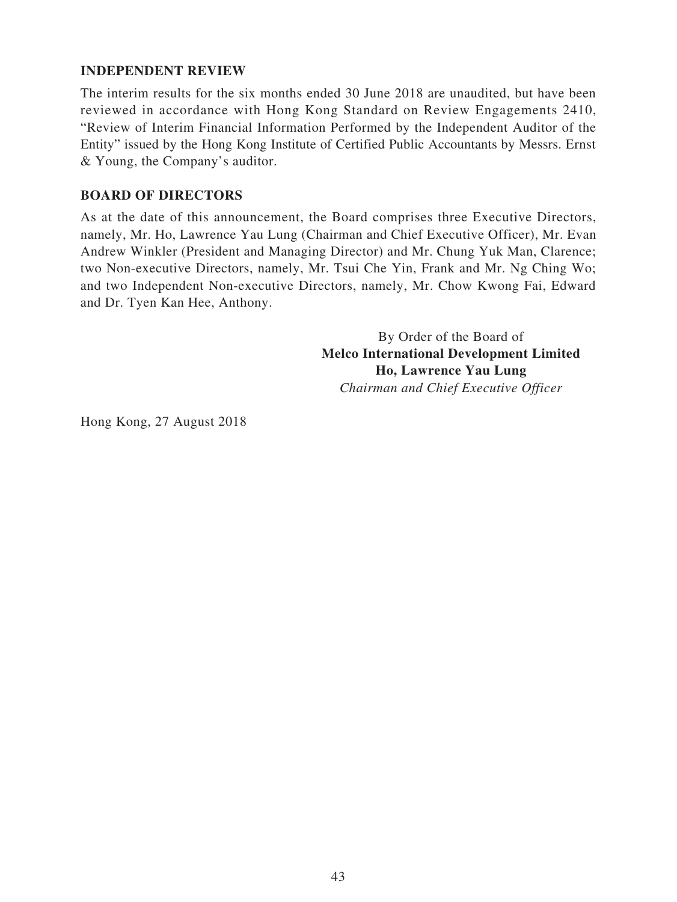## INDEPENDENT REVIEW

The interim results for the six months ended 30 June 2018 are unaudited, but have been reviewed in accordance with Hong Kong Standard on Review Engagements 2410, "Review of Interim Financial Information Performed by the Independent Auditor of the Entity" issued by the Hong Kong Institute of Certified Public Accountants by Messrs. Ernst & Young, the Company's auditor.

## BOARD OF DIRECTORS

As at the date of this announcement, the Board comprises three Executive Directors, namely, Mr. Ho, Lawrence Yau Lung (Chairman and Chief Executive Officer), Mr. Evan Andrew Winkler (President and Managing Director) and Mr. Chung Yuk Man, Clarence; two Non-executive Directors, namely, Mr. Tsui Che Yin, Frank and Mr. Ng Ching Wo; and two Independent Non-executive Directors, namely, Mr. Chow Kwong Fai, Edward and Dr. Tyen Kan Hee, Anthony.

By Order of the Board of
**Melco International Development Limited**
**Ho, Lawrence Yau Lung**
*Chairman and Chief Executive Officer*

Hong Kong, 27 August 2018